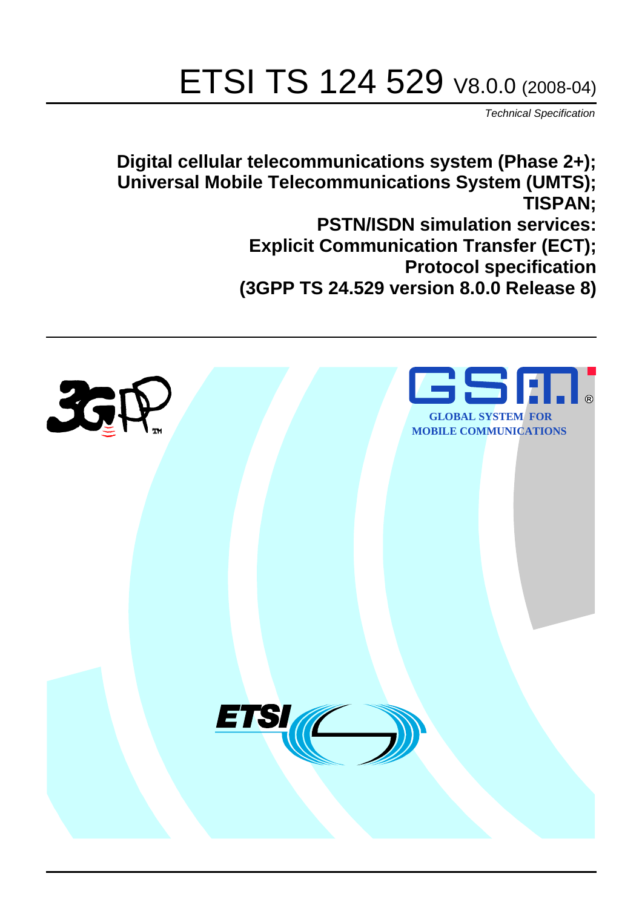# ETSI TS 124 529 V8.0.0 (2008-04)

*Technical Specification*

**Digital cellular telecommunications system (Phase 2+);**
**Universal Mobile Telecommunications System (UMTS);**
**TISPAN;**
**PSTN/ISDN simulation services:**
**Explicit Communication Transfer (ECT);**
**Protocol specification**
**(3GPP TS 24.529 version 8.0.0 Release 8)**

GLOBAL SYSTEM FOR MOBILE COMMUNICATIONS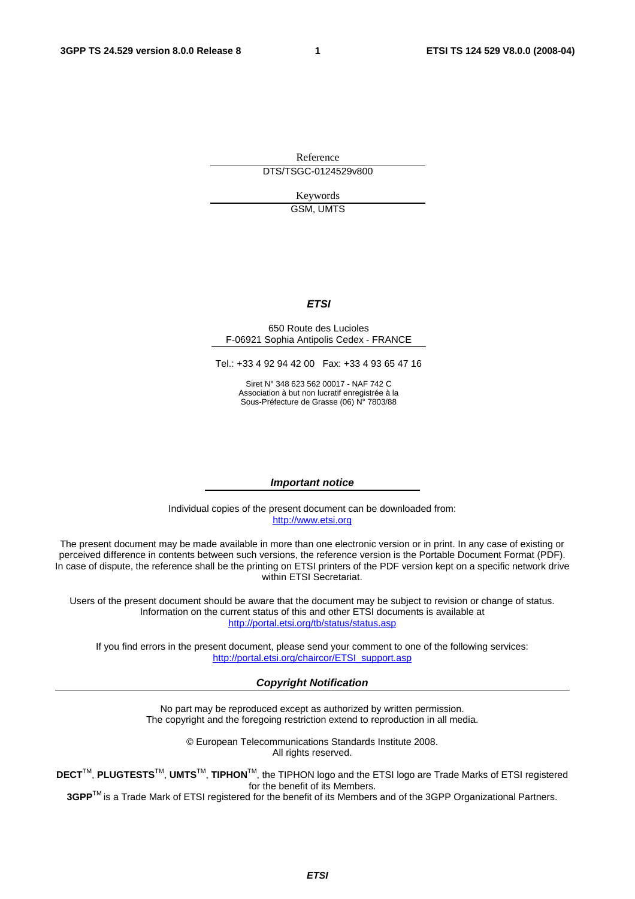Reference

DTS/TSGC-0124529v800

Keywords

GSM, UMTS

***ETSI***

650 Route des Lucioles
F-06921 Sophia Antipolis Cedex - FRANCE

Tel.: +33 4 92 94 42 00 Fax: +33 4 93 65 47 16

Siret N° 348 623 562 00017 - NAF 742 C
Association à but non lucratif enregistrée à la
Sous-Préfecture de Grasse (06) N° 7803/88

***Important notice***

Individual copies of the present document can be downloaded from:
http://www.etsi.org

The present document may be made available in more than one electronic version or in print. In any case of existing or perceived difference in contents between such versions, the reference version is the Portable Document Format (PDF). In case of dispute, the reference shall be the printing on ETSI printers of the PDF version kept on a specific network drive within ETSI Secretariat.

Users of the present document should be aware that the document may be subject to revision or change of status. Information on the current status of this and other ETSI documents is available at
http://portal.etsi.org/tb/status/status.asp

If you find errors in the present document, please send your comment to one of the following services:
http://portal.etsi.org/chaircor/ETSI_support.asp

***Copyright Notification***

No part may be reproduced except as authorized by written permission.
The copyright and the foregoing restriction extend to reproduction in all media.

© European Telecommunications Standards Institute 2008.
All rights reserved.

**DECT**™, **PLUGTESTS**™, **UMTS**™, **TIPHON**™, the TIPHON logo and the ETSI logo are Trade Marks of ETSI registered for the benefit of its Members.
**3GPP**™ is a Trade Mark of ETSI registered for the benefit of its Members and of the 3GPP Organizational Partners.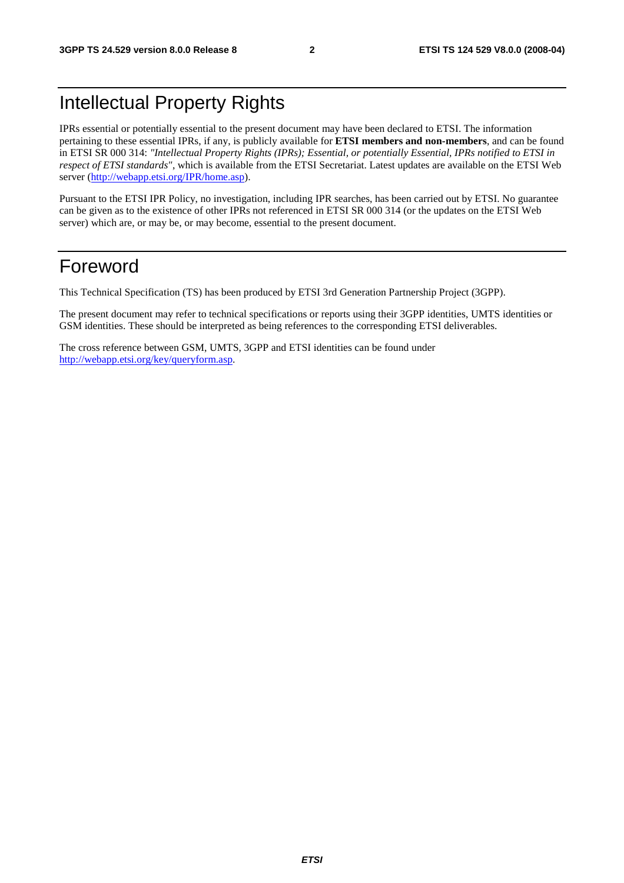# Intellectual Property Rights

IPRs essential or potentially essential to the present document may have been declared to ETSI. The information pertaining to these essential IPRs, if any, is publicly available for **ETSI members and non-members**, and can be found in ETSI SR 000 314: *"Intellectual Property Rights (IPRs); Essential, or potentially Essential, IPRs notified to ETSI in respect of ETSI standards"*, which is available from the ETSI Secretariat. Latest updates are available on the ETSI Web server (http://webapp.etsi.org/IPR/home.asp).

Pursuant to the ETSI IPR Policy, no investigation, including IPR searches, has been carried out by ETSI. No guarantee can be given as to the existence of other IPRs not referenced in ETSI SR 000 314 (or the updates on the ETSI Web server) which are, or may be, or may become, essential to the present document.

# Foreword

This Technical Specification (TS) has been produced by ETSI 3rd Generation Partnership Project (3GPP).

The present document may refer to technical specifications or reports using their 3GPP identities, UMTS identities or GSM identities. These should be interpreted as being references to the corresponding ETSI deliverables.

The cross reference between GSM, UMTS, 3GPP and ETSI identities can be found under http://webapp.etsi.org/key/queryform.asp.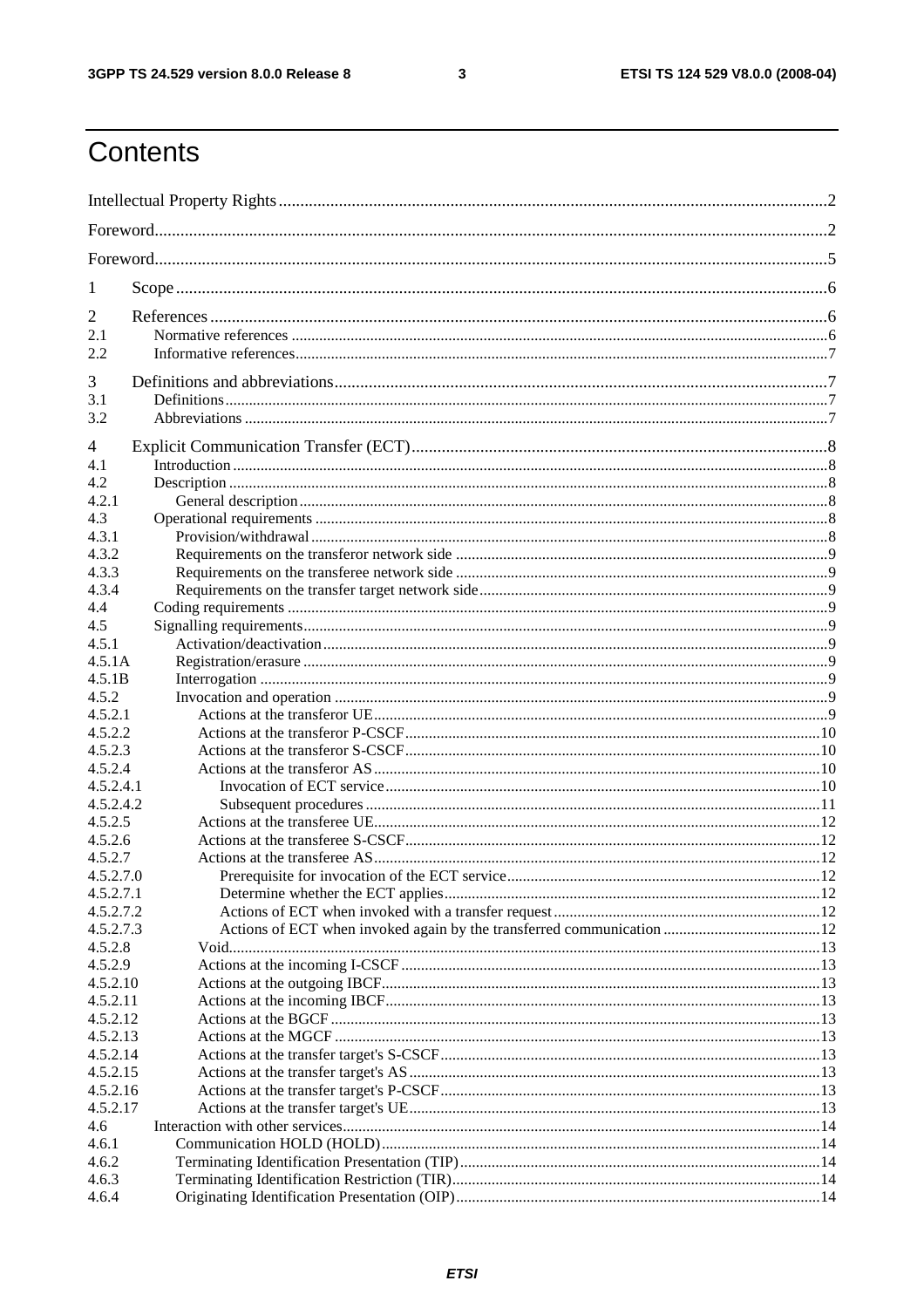# Contents

Intellectual Property Rights ... 2

Foreword ... 2

Foreword ... 5

1 Scope ... 6

2 References ... 6
- 2.1 Normative references ... 6
- 2.2 Informative references ... 7

3 Definitions and abbreviations ... 7
- 3.1 Definitions ... 7
- 3.2 Abbreviations ... 7

4 Explicit Communication Transfer (ECT) ... 8
- 4.1 Introduction ... 8
- 4.2 Description ... 8
- 4.2.1 General description ... 8
- 4.3 Operational requirements ... 8
- 4.3.1 Provision/withdrawal ... 8
- 4.3.2 Requirements on the transferor network side ... 9
- 4.3.3 Requirements on the transferee network side ... 9
- 4.3.4 Requirements on the transfer target network side ... 9
- 4.4 Coding requirements ... 9
- 4.5 Signalling requirements ... 9
- 4.5.1 Activation/deactivation ... 9
- 4.5.1A Registration/erasure ... 9
- 4.5.1B Interrogation ... 9
- 4.5.2 Invocation and operation ... 9
- 4.5.2.1 Actions at the transferor UE ... 9
- 4.5.2.2 Actions at the transferor P-CSCF ... 10
- 4.5.2.3 Actions at the transferor S-CSCF ... 10
- 4.5.2.4 Actions at the transferor AS ... 10
- 4.5.2.4.1 Invocation of ECT service ... 10
- 4.5.2.4.2 Subsequent procedures ... 11
- 4.5.2.5 Actions at the transferee UE ... 12
- 4.5.2.6 Actions at the transferee S-CSCF ... 12
- 4.5.2.7 Actions at the transferee AS ... 12
- 4.5.2.7.0 Prerequisite for invocation of the ECT service ... 12
- 4.5.2.7.1 Determine whether the ECT applies ... 12
- 4.5.2.7.2 Actions of ECT when invoked with a transfer request ... 12
- 4.5.2.7.3 Actions of ECT when invoked again by the transferred communication ... 12
- 4.5.2.8 Void ... 13
- 4.5.2.9 Actions at the incoming I-CSCF ... 13
- 4.5.2.10 Actions at the outgoing IBCF ... 13
- 4.5.2.11 Actions at the incoming IBCF ... 13
- 4.5.2.12 Actions at the BGCF ... 13
- 4.5.2.13 Actions at the MGCF ... 13
- 4.5.2.14 Actions at the transfer target's S-CSCF ... 13
- 4.5.2.15 Actions at the transfer target's AS ... 13
- 4.5.2.16 Actions at the transfer target's P-CSCF ... 13
- 4.5.2.17 Actions at the transfer target's UE ... 13
- 4.6 Interaction with other services ... 14
- 4.6.1 Communication HOLD (HOLD) ... 14
- 4.6.2 Terminating Identification Presentation (TIP) ... 14
- 4.6.3 Terminating Identification Restriction (TIR) ... 14
- 4.6.4 Originating Identification Presentation (OIP) ... 14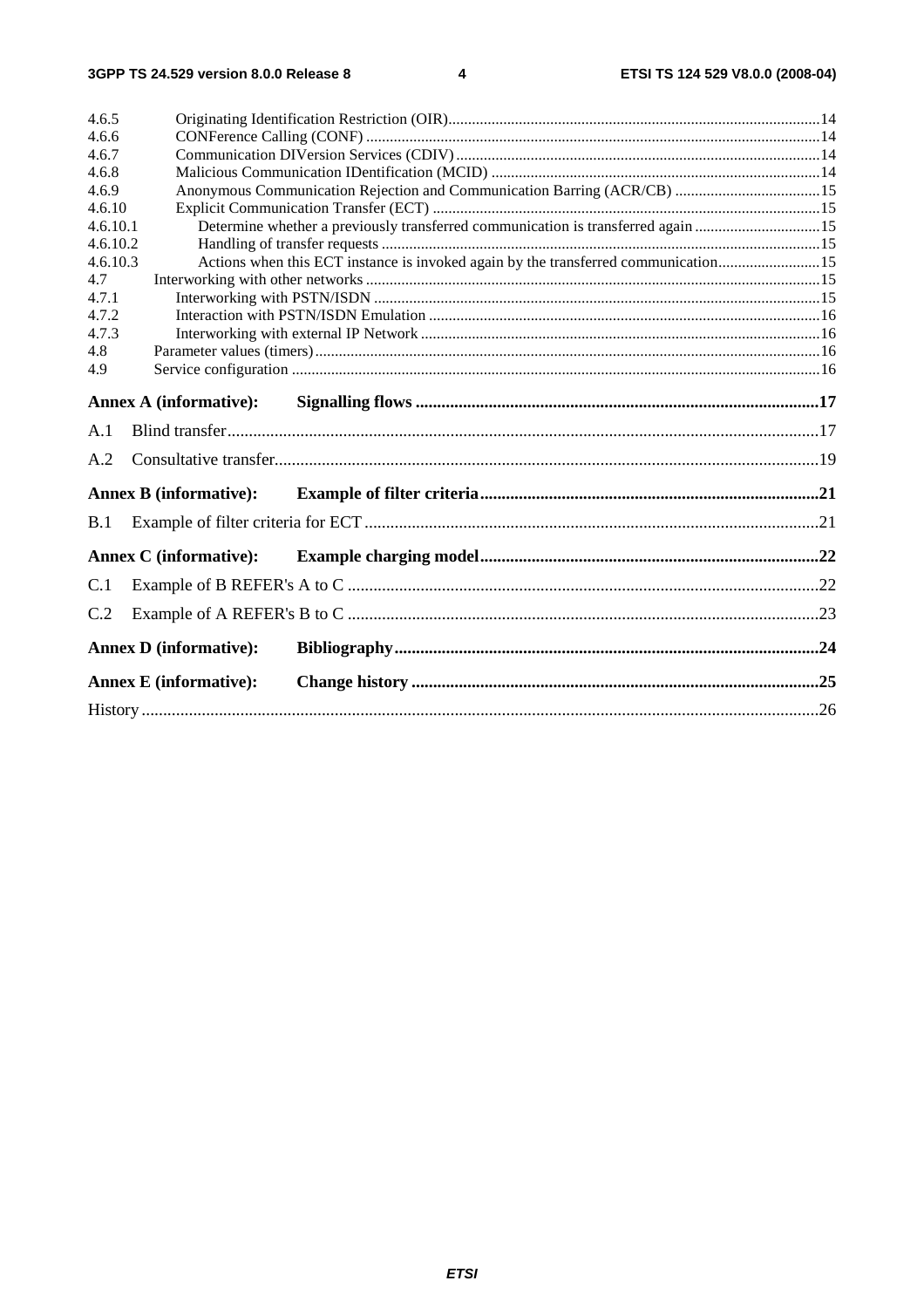4.6.5 Originating Identification Restriction (OIR) ....14
4.6.6 CONFerence Calling (CONF) ....14
4.6.7 Communication DIVersion Services (CDIV) ....14
4.6.8 Malicious Communication IDentification (MCID) ....14
4.6.9 Anonymous Communication Rejection and Communication Barring (ACR/CB) ....15
4.6.10 Explicit Communication Transfer (ECT) ....15
4.6.10.1 Determine whether a previously transferred communication is transferred again ....15
4.6.10.2 Handling of transfer requests ....15
4.6.10.3 Actions when this ECT instance is invoked again by the transferred communication ....15
4.7 Interworking with other networks ....15
4.7.1 Interworking with PSTN/ISDN ....15
4.7.2 Interaction with PSTN/ISDN Emulation ....16
4.7.3 Interworking with external IP Network ....16
4.8 Parameter values (timers) ....16
4.9 Service configuration ....16

**Annex A (informative): Signalling flows ....17**

A.1 Blind transfer ....17

A.2 Consultative transfer ....19

**Annex B (informative): Example of filter criteria ....21**

B.1 Example of filter criteria for ECT ....21

**Annex C (informative): Example charging model ....22**

C.1 Example of B REFER's A to C ....22

C.2 Example of A REFER's B to C ....23

**Annex D (informative): Bibliography ....24**

**Annex E (informative): Change history ....25**

History ....26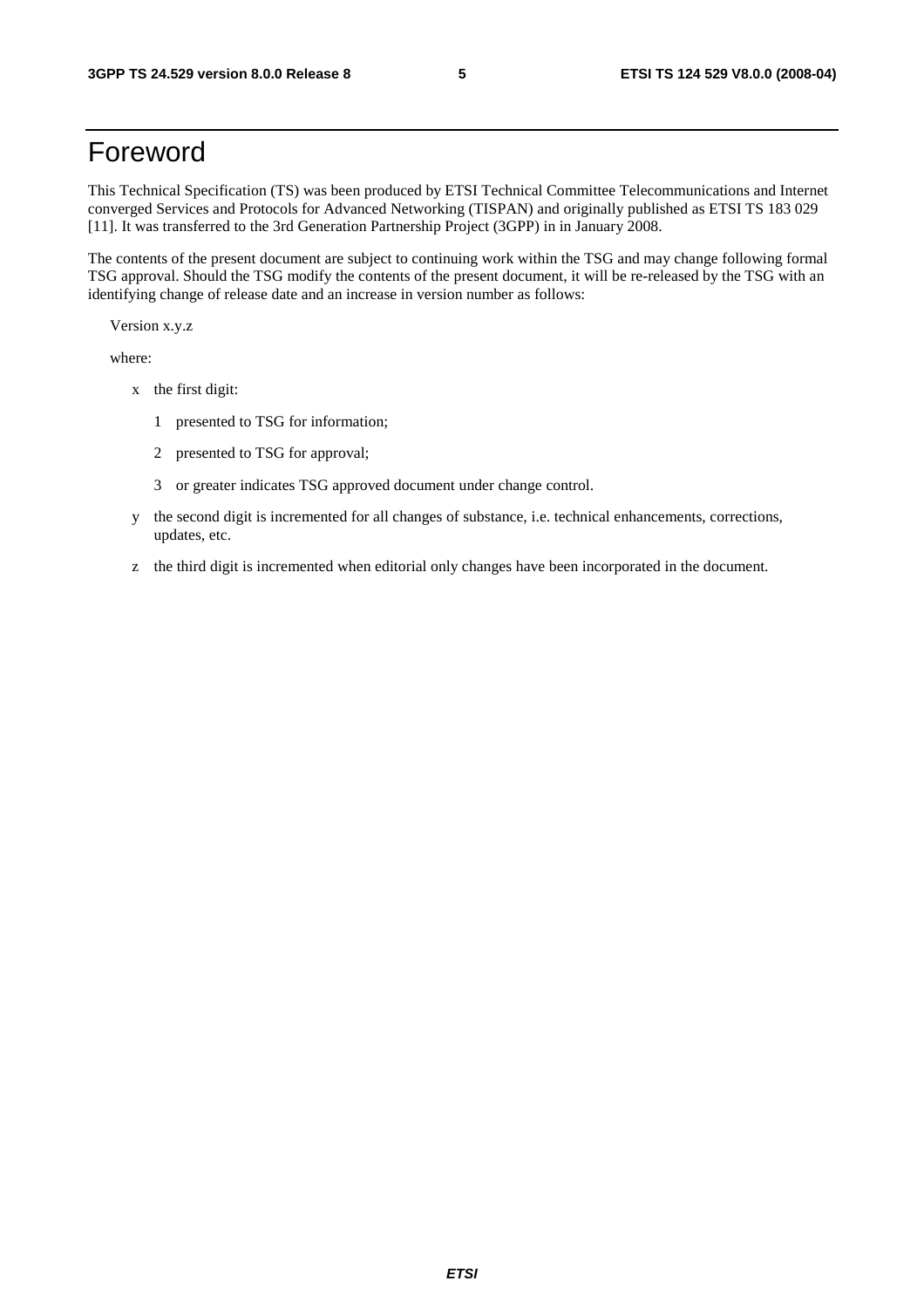# Foreword

This Technical Specification (TS) was been produced by ETSI Technical Committee Telecommunications and Internet converged Services and Protocols for Advanced Networking (TISPAN) and originally published as ETSI TS 183 029 [11]. It was transferred to the 3rd Generation Partnership Project (3GPP) in in January 2008.

The contents of the present document are subject to continuing work within the TSG and may change following formal TSG approval. Should the TSG modify the contents of the present document, it will be re-released by the TSG with an identifying change of release date and an increase in version number as follows:

Version x.y.z

where:

- x the first digit:
  - 1 presented to TSG for information;
  - 2 presented to TSG for approval;
  - 3 or greater indicates TSG approved document under change control.
- y the second digit is incremented for all changes of substance, i.e. technical enhancements, corrections, updates, etc.
- z the third digit is incremented when editorial only changes have been incorporated in the document.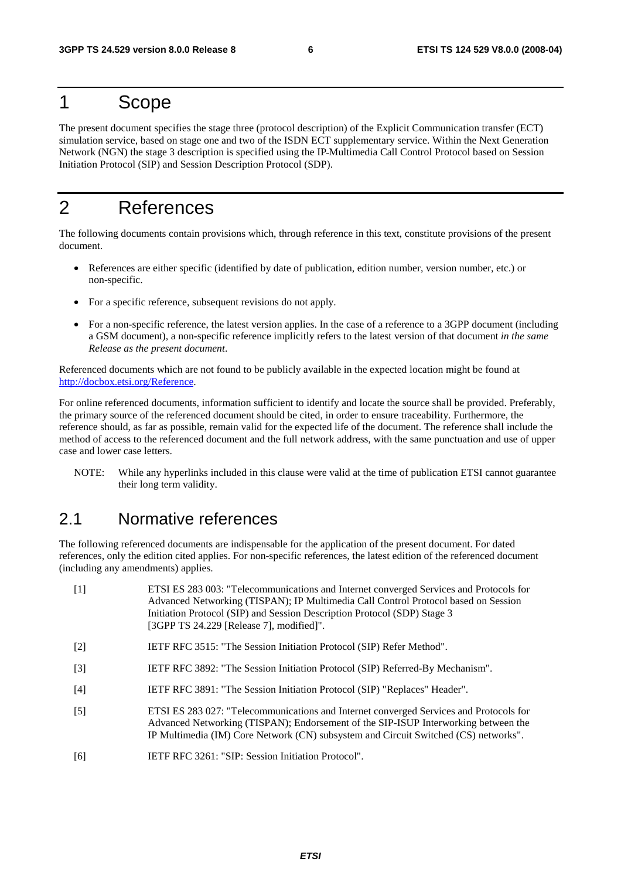# 1 Scope

The present document specifies the stage three (protocol description) of the Explicit Communication transfer (ECT) simulation service, based on stage one and two of the ISDN ECT supplementary service. Within the Next Generation Network (NGN) the stage 3 description is specified using the IP-Multimedia Call Control Protocol based on Session Initiation Protocol (SIP) and Session Description Protocol (SDP).

# 2 References

The following documents contain provisions which, through reference in this text, constitute provisions of the present document.

- References are either specific (identified by date of publication, edition number, version number, etc.) or non-specific.
- For a specific reference, subsequent revisions do not apply.
- For a non-specific reference, the latest version applies. In the case of a reference to a 3GPP document (including a GSM document), a non-specific reference implicitly refers to the latest version of that document *in the same Release as the present document*.

Referenced documents which are not found to be publicly available in the expected location might be found at http://docbox.etsi.org/Reference.

For online referenced documents, information sufficient to identify and locate the source shall be provided. Preferably, the primary source of the referenced document should be cited, in order to ensure traceability. Furthermore, the reference should, as far as possible, remain valid for the expected life of the document. The reference shall include the method of access to the referenced document and the full network address, with the same punctuation and use of upper case and lower case letters.

NOTE: While any hyperlinks included in this clause were valid at the time of publication ETSI cannot guarantee their long term validity.

## 2.1 Normative references

The following referenced documents are indispensable for the application of the present document. For dated references, only the edition cited applies. For non-specific references, the latest edition of the referenced document (including any amendments) applies.

[1] ETSI ES 283 003: "Telecommunications and Internet converged Services and Protocols for Advanced Networking (TISPAN); IP Multimedia Call Control Protocol based on Session Initiation Protocol (SIP) and Session Description Protocol (SDP) Stage 3 [3GPP TS 24.229 [Release 7], modified]".

[2] IETF RFC 3515: "The Session Initiation Protocol (SIP) Refer Method".

[3] IETF RFC 3892: "The Session Initiation Protocol (SIP) Referred-By Mechanism".

[4] IETF RFC 3891: "The Session Initiation Protocol (SIP) "Replaces" Header".

[5] ETSI ES 283 027: "Telecommunications and Internet converged Services and Protocols for Advanced Networking (TISPAN); Endorsement of the SIP-ISUP Interworking between the IP Multimedia (IM) Core Network (CN) subsystem and Circuit Switched (CS) networks".

[6] IETF RFC 3261: "SIP: Session Initiation Protocol".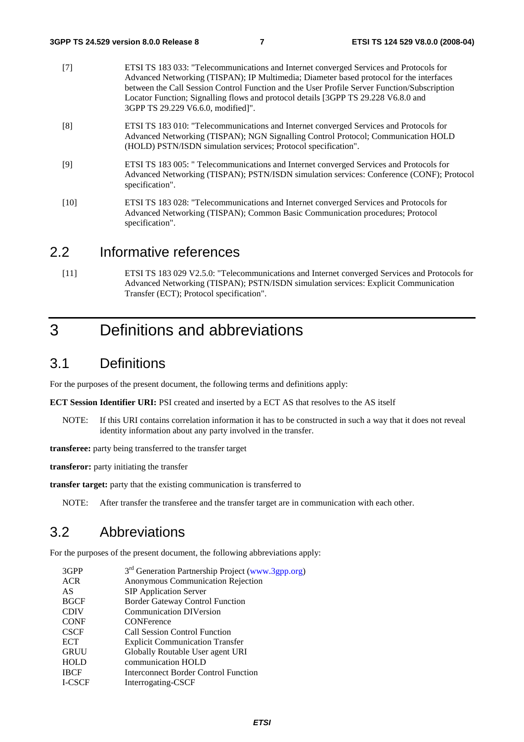[7] ETSI TS 183 033: "Telecommunications and Internet converged Services and Protocols for Advanced Networking (TISPAN); IP Multimedia; Diameter based protocol for the interfaces between the Call Session Control Function and the User Profile Server Function/Subscription Locator Function; Signalling flows and protocol details [3GPP TS 29.228 V6.8.0 and 3GPP TS 29.229 V6.6.0, modified]".

[8] ETSI TS 183 010: "Telecommunications and Internet converged Services and Protocols for Advanced Networking (TISPAN); NGN Signalling Control Protocol; Communication HOLD (HOLD) PSTN/ISDN simulation services; Protocol specification".

[9] ETSI TS 183 005: " Telecommunications and Internet converged Services and Protocols for Advanced Networking (TISPAN); PSTN/ISDN simulation services: Conference (CONF); Protocol specification".

[10] ETSI TS 183 028: "Telecommunications and Internet converged Services and Protocols for Advanced Networking (TISPAN); Common Basic Communication procedures; Protocol specification".

## 2.2 Informative references

[11] ETSI TS 183 029 V2.5.0: "Telecommunications and Internet converged Services and Protocols for Advanced Networking (TISPAN); PSTN/ISDN simulation services: Explicit Communication Transfer (ECT); Protocol specification".

# 3 Definitions and abbreviations

## 3.1 Definitions

For the purposes of the present document, the following terms and definitions apply:

**ECT Session Identifier URI:** PSI created and inserted by a ECT AS that resolves to the AS itself

NOTE: If this URI contains correlation information it has to be constructed in such a way that it does not reveal identity information about any party involved in the transfer.

**transferee:** party being transferred to the transfer target

**transferor:** party initiating the transfer

**transfer target:** party that the existing communication is transferred to

NOTE: After transfer the transferee and the transfer target are in communication with each other.

## 3.2 Abbreviations

For the purposes of the present document, the following abbreviations apply:

| | |
|---|---|
| 3GPP | 3rd Generation Partnership Project (www.3gpp.org) |
| ACR | Anonymous Communication Rejection |
| AS | SIP Application Server |
| BGCF | Border Gateway Control Function |
| CDIV | Communication DIVersion |
| CONF | CONFerence |
| CSCF | Call Session Control Function |
| ECT | Explicit Communication Transfer |
| GRUU | Globally Routable User agent URI |
| HOLD | communication HOLD |
| IBCF | Interconnect Border Control Function |
| I-CSCF | Interrogating-CSCF |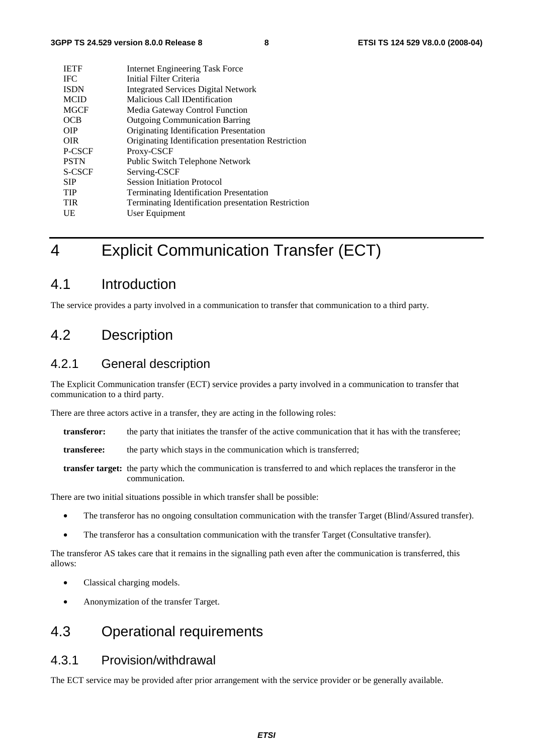| | |
|---|---|
| IETF | Internet Engineering Task Force |
| IFC | Initial Filter Criteria |
| ISDN | Integrated Services Digital Network |
| MCID | Malicious Call IDentification |
| MGCF | Media Gateway Control Function |
| OCB | Outgoing Communication Barring |
| OIP | Originating Identification Presentation |
| OIR | Originating Identification presentation Restriction |
| P-CSCF | Proxy-CSCF |
| PSTN | Public Switch Telephone Network |
| S-CSCF | Serving-CSCF |
| SIP | Session Initiation Protocol |
| TIP | Terminating Identification Presentation |
| TIR | Terminating Identification presentation Restriction |
| UE | User Equipment |

# 4 Explicit Communication Transfer (ECT)

## 4.1 Introduction

The service provides a party involved in a communication to transfer that communication to a third party.

## 4.2 Description

### 4.2.1 General description

The Explicit Communication transfer (ECT) service provides a party involved in a communication to transfer that communication to a third party.

There are three actors active in a transfer, they are acting in the following roles:

**transferor:** the party that initiates the transfer of the active communication that it has with the transferee;

**transferee:** the party which stays in the communication which is transferred;

**transfer target:** the party which the communication is transferred to and which replaces the transferor in the communication.

There are two initial situations possible in which transfer shall be possible:

- The transferor has no ongoing consultation communication with the transfer Target (Blind/Assured transfer).
- The transferor has a consultation communication with the transfer Target (Consultative transfer).

The transferor AS takes care that it remains in the signalling path even after the communication is transferred, this allows:

- Classical charging models.
- Anonymization of the transfer Target.

## 4.3 Operational requirements

### 4.3.1 Provision/withdrawal

The ECT service may be provided after prior arrangement with the service provider or be generally available.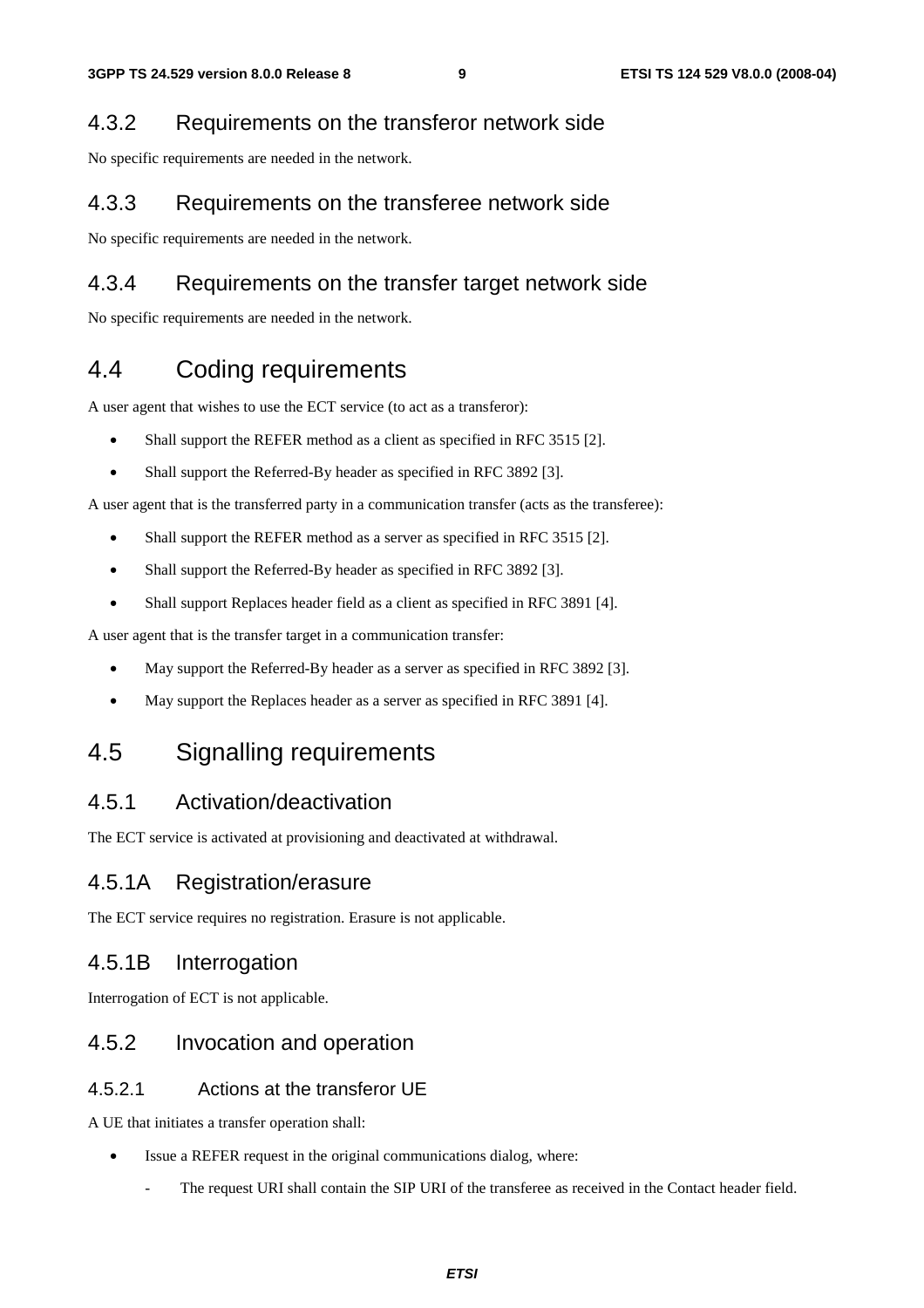### 4.3.2 Requirements on the transferor network side

No specific requirements are needed in the network.

### 4.3.3 Requirements on the transferee network side

No specific requirements are needed in the network.

### 4.3.4 Requirements on the transfer target network side

No specific requirements are needed in the network.

## 4.4 Coding requirements

A user agent that wishes to use the ECT service (to act as a transferor):

- Shall support the REFER method as a client as specified in RFC 3515 [2].
- Shall support the Referred-By header as specified in RFC 3892 [3].

A user agent that is the transferred party in a communication transfer (acts as the transferee):

- Shall support the REFER method as a server as specified in RFC 3515 [2].
- Shall support the Referred-By header as specified in RFC 3892 [3].
- Shall support Replaces header field as a client as specified in RFC 3891 [4].

A user agent that is the transfer target in a communication transfer:

- May support the Referred-By header as a server as specified in RFC 3892 [3].
- May support the Replaces header as a server as specified in RFC 3891 [4].

## 4.5 Signalling requirements

### 4.5.1 Activation/deactivation

The ECT service is activated at provisioning and deactivated at withdrawal.

### 4.5.1A Registration/erasure

The ECT service requires no registration. Erasure is not applicable.

### 4.5.1B Interrogation

Interrogation of ECT is not applicable.

### 4.5.2 Invocation and operation

#### 4.5.2.1 Actions at the transferor UE

A UE that initiates a transfer operation shall:

- Issue a REFER request in the original communications dialog, where:
  - The request URI shall contain the SIP URI of the transferee as received in the Contact header field.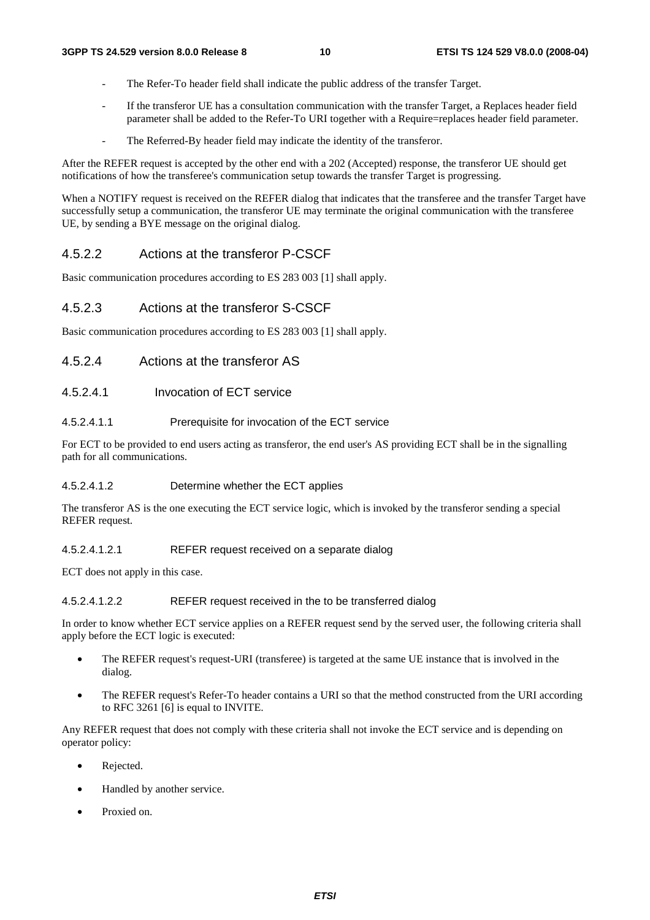- The Refer-To header field shall indicate the public address of the transfer Target.
- If the transferor UE has a consultation communication with the transfer Target, a Replaces header field parameter shall be added to the Refer-To URI together with a Require=replaces header field parameter.
- The Referred-By header field may indicate the identity of the transferor.

After the REFER request is accepted by the other end with a 202 (Accepted) response, the transferor UE should get notifications of how the transferee's communication setup towards the transfer Target is progressing.

When a NOTIFY request is received on the REFER dialog that indicates that the transferee and the transfer Target have successfully setup a communication, the transferor UE may terminate the original communication with the transferee UE, by sending a BYE message on the original dialog.

### 4.5.2.2 Actions at the transferor P-CSCF

Basic communication procedures according to ES 283 003 [1] shall apply.

### 4.5.2.3 Actions at the transferor S-CSCF

Basic communication procedures according to ES 283 003 [1] shall apply.

### 4.5.2.4 Actions at the transferor AS

#### 4.5.2.4.1 Invocation of ECT service

##### 4.5.2.4.1.1 Prerequisite for invocation of the ECT service

For ECT to be provided to end users acting as transferor, the end user's AS providing ECT shall be in the signalling path for all communications.

##### 4.5.2.4.1.2 Determine whether the ECT applies

The transferor AS is the one executing the ECT service logic, which is invoked by the transferor sending a special REFER request.

###### 4.5.2.4.1.2.1 REFER request received on a separate dialog

ECT does not apply in this case.

###### 4.5.2.4.1.2.2 REFER request received in the to be transferred dialog

In order to know whether ECT service applies on a REFER request send by the served user, the following criteria shall apply before the ECT logic is executed:

- The REFER request's request-URI (transferee) is targeted at the same UE instance that is involved in the dialog.
- The REFER request's Refer-To header contains a URI so that the method constructed from the URI according to RFC 3261 [6] is equal to INVITE.

Any REFER request that does not comply with these criteria shall not invoke the ECT service and is depending on operator policy:

- Rejected.
- Handled by another service.
- Proxied on.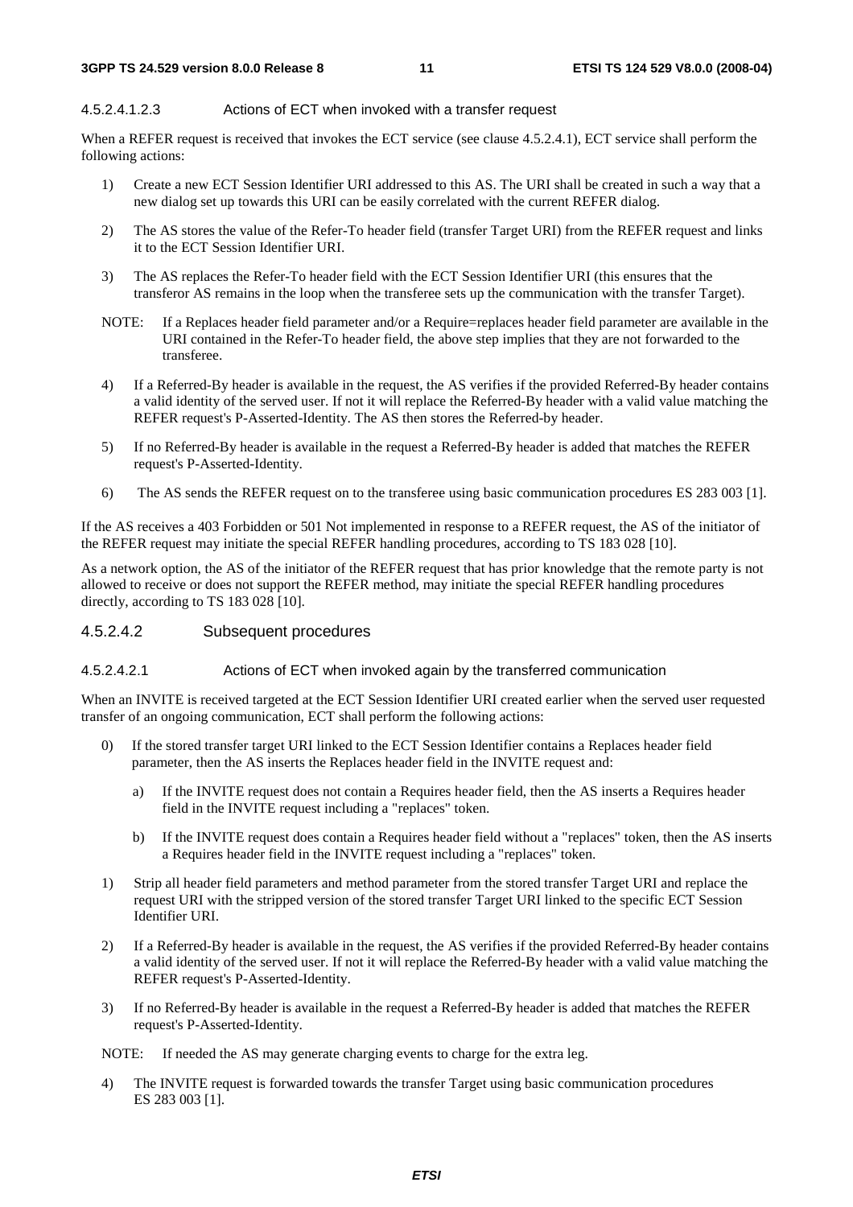##### 4.5.2.4.1.2.3 Actions of ECT when invoked with a transfer request

When a REFER request is received that invokes the ECT service (see clause 4.5.2.4.1), ECT service shall perform the following actions:

1) Create a new ECT Session Identifier URI addressed to this AS. The URI shall be created in such a way that a new dialog set up towards this URI can be easily correlated with the current REFER dialog.

2) The AS stores the value of the Refer-To header field (transfer Target URI) from the REFER request and links it to the ECT Session Identifier URI.

3) The AS replaces the Refer-To header field with the ECT Session Identifier URI (this ensures that the transferor AS remains in the loop when the transferee sets up the communication with the transfer Target).

NOTE: If a Replaces header field parameter and/or a Require=replaces header field parameter are available in the URI contained in the Refer-To header field, the above step implies that they are not forwarded to the transferee.

4) If a Referred-By header is available in the request, the AS verifies if the provided Referred-By header contains a valid identity of the served user. If not it will replace the Referred-By header with a valid value matching the REFER request's P-Asserted-Identity. The AS then stores the Referred-by header.

5) If no Referred-By header is available in the request a Referred-By header is added that matches the REFER request's P-Asserted-Identity.

6) The AS sends the REFER request on to the transferee using basic communication procedures ES 283 003 [1].

If the AS receives a 403 Forbidden or 501 Not implemented in response to a REFER request, the AS of the initiator of the REFER request may initiate the special REFER handling procedures, according to TS 183 028 [10].

As a network option, the AS of the initiator of the REFER request that has prior knowledge that the remote party is not allowed to receive or does not support the REFER method, may initiate the special REFER handling procedures directly, according to TS 183 028 [10].

#### 4.5.2.4.2 Subsequent procedures

##### 4.5.2.4.2.1 Actions of ECT when invoked again by the transferred communication

When an INVITE is received targeted at the ECT Session Identifier URI created earlier when the served user requested transfer of an ongoing communication, ECT shall perform the following actions:

0) If the stored transfer target URI linked to the ECT Session Identifier contains a Replaces header field parameter, then the AS inserts the Replaces header field in the INVITE request and:

   a) If the INVITE request does not contain a Requires header field, then the AS inserts a Requires header field in the INVITE request including a "replaces" token.

   b) If the INVITE request does contain a Requires header field without a "replaces" token, then the AS inserts a Requires header field in the INVITE request including a "replaces" token.

1) Strip all header field parameters and method parameter from the stored transfer Target URI and replace the request URI with the stripped version of the stored transfer Target URI linked to the specific ECT Session Identifier URI.

2) If a Referred-By header is available in the request, the AS verifies if the provided Referred-By header contains a valid identity of the served user. If not it will replace the Referred-By header with a valid value matching the REFER request's P-Asserted-Identity.

3) If no Referred-By header is available in the request a Referred-By header is added that matches the REFER request's P-Asserted-Identity.

NOTE: If needed the AS may generate charging events to charge for the extra leg.

4) The INVITE request is forwarded towards the transfer Target using basic communication procedures ES 283 003 [1].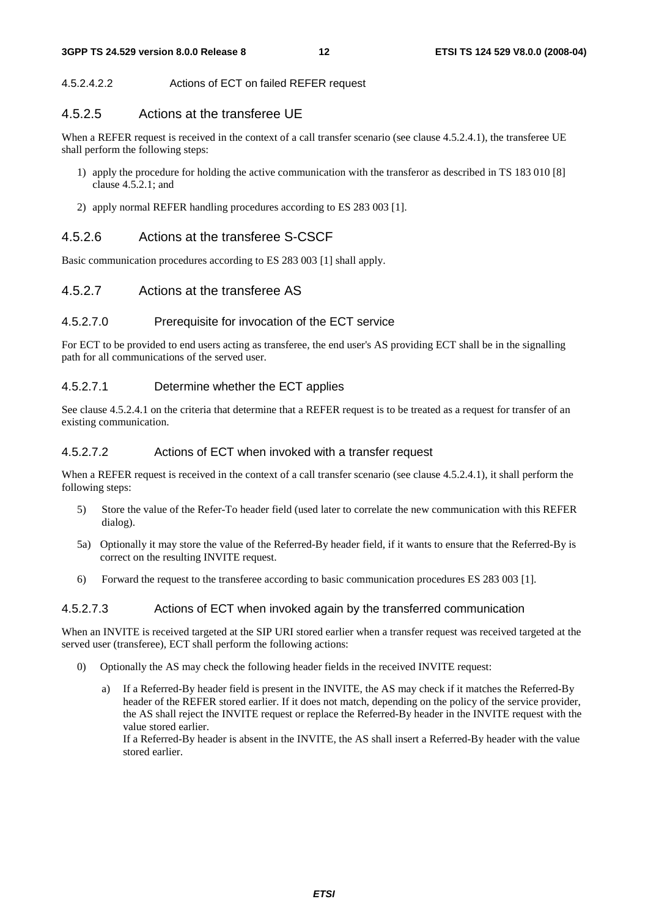##### 4.5.2.4.2.2 Actions of ECT on failed REFER request

### 4.5.2.5 Actions at the transferee UE

When a REFER request is received in the context of a call transfer scenario (see clause 4.5.2.4.1), the transferee UE shall perform the following steps:

1) apply the procedure for holding the active communication with the transferor as described in TS 183 010 [8] clause 4.5.2.1; and
2) apply normal REFER handling procedures according to ES 283 003 [1].

### 4.5.2.6 Actions at the transferee S-CSCF

Basic communication procedures according to ES 283 003 [1] shall apply.

### 4.5.2.7 Actions at the transferee AS

#### 4.5.2.7.0 Prerequisite for invocation of the ECT service

For ECT to be provided to end users acting as transferee, the end user's AS providing ECT shall be in the signalling path for all communications of the served user.

#### 4.5.2.7.1 Determine whether the ECT applies

See clause 4.5.2.4.1 on the criteria that determine that a REFER request is to be treated as a request for transfer of an existing communication.

#### 4.5.2.7.2 Actions of ECT when invoked with a transfer request

When a REFER request is received in the context of a call transfer scenario (see clause 4.5.2.4.1), it shall perform the following steps:

5) Store the value of the Refer-To header field (used later to correlate the new communication with this REFER dialog).

5a) Optionally it may store the value of the Referred-By header field, if it wants to ensure that the Referred-By is correct on the resulting INVITE request.

6) Forward the request to the transferee according to basic communication procedures ES 283 003 [1].

#### 4.5.2.7.3 Actions of ECT when invoked again by the transferred communication

When an INVITE is received targeted at the SIP URI stored earlier when a transfer request was received targeted at the served user (transferee), ECT shall perform the following actions:

0) Optionally the AS may check the following header fields in the received INVITE request:

   a) If a Referred-By header field is present in the INVITE, the AS may check if it matches the Referred-By header of the REFER stored earlier. If it does not match, depending on the policy of the service provider, the AS shall reject the INVITE request or replace the Referred-By header in the INVITE request with the value stored earlier.
   If a Referred-By header is absent in the INVITE, the AS shall insert a Referred-By header with the value stored earlier.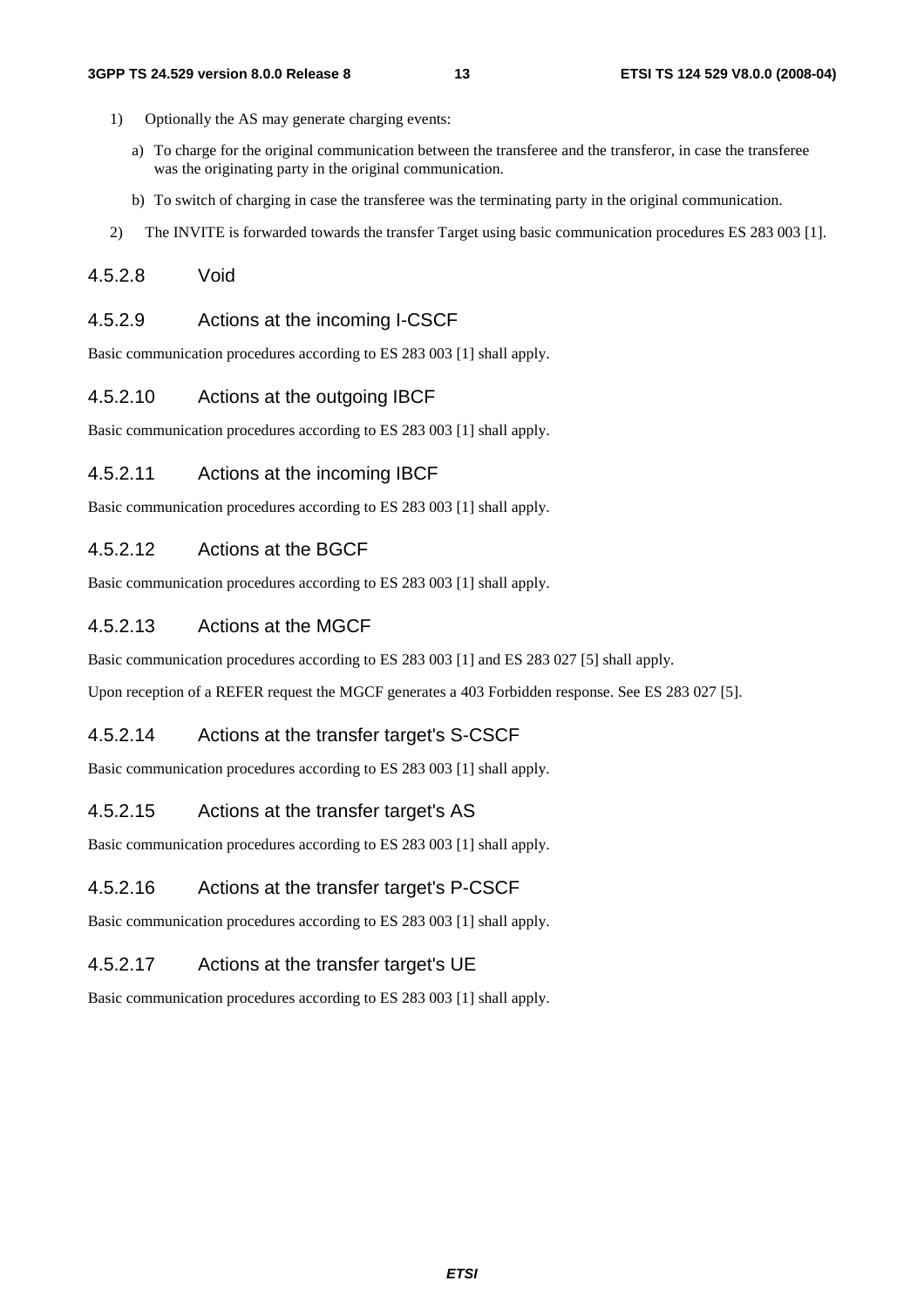1) Optionally the AS may generate charging events:

   a) To charge for the original communication between the transferee and the transferor, in case the transferee was the originating party in the original communication.

   b) To switch of charging in case the transferee was the terminating party in the original communication.

2) The INVITE is forwarded towards the transfer Target using basic communication procedures ES 283 003 [1].

#### 4.5.2.8 Void

#### 4.5.2.9 Actions at the incoming I-CSCF

Basic communication procedures according to ES 283 003 [1] shall apply.

#### 4.5.2.10 Actions at the outgoing IBCF

Basic communication procedures according to ES 283 003 [1] shall apply.

#### 4.5.2.11 Actions at the incoming IBCF

Basic communication procedures according to ES 283 003 [1] shall apply.

#### 4.5.2.12 Actions at the BGCF

Basic communication procedures according to ES 283 003 [1] shall apply.

#### 4.5.2.13 Actions at the MGCF

Basic communication procedures according to ES 283 003 [1] and ES 283 027 [5] shall apply.

Upon reception of a REFER request the MGCF generates a 403 Forbidden response. See ES 283 027 [5].

#### 4.5.2.14 Actions at the transfer target's S-CSCF

Basic communication procedures according to ES 283 003 [1] shall apply.

#### 4.5.2.15 Actions at the transfer target's AS

Basic communication procedures according to ES 283 003 [1] shall apply.

#### 4.5.2.16 Actions at the transfer target's P-CSCF

Basic communication procedures according to ES 283 003 [1] shall apply.

#### 4.5.2.17 Actions at the transfer target's UE

Basic communication procedures according to ES 283 003 [1] shall apply.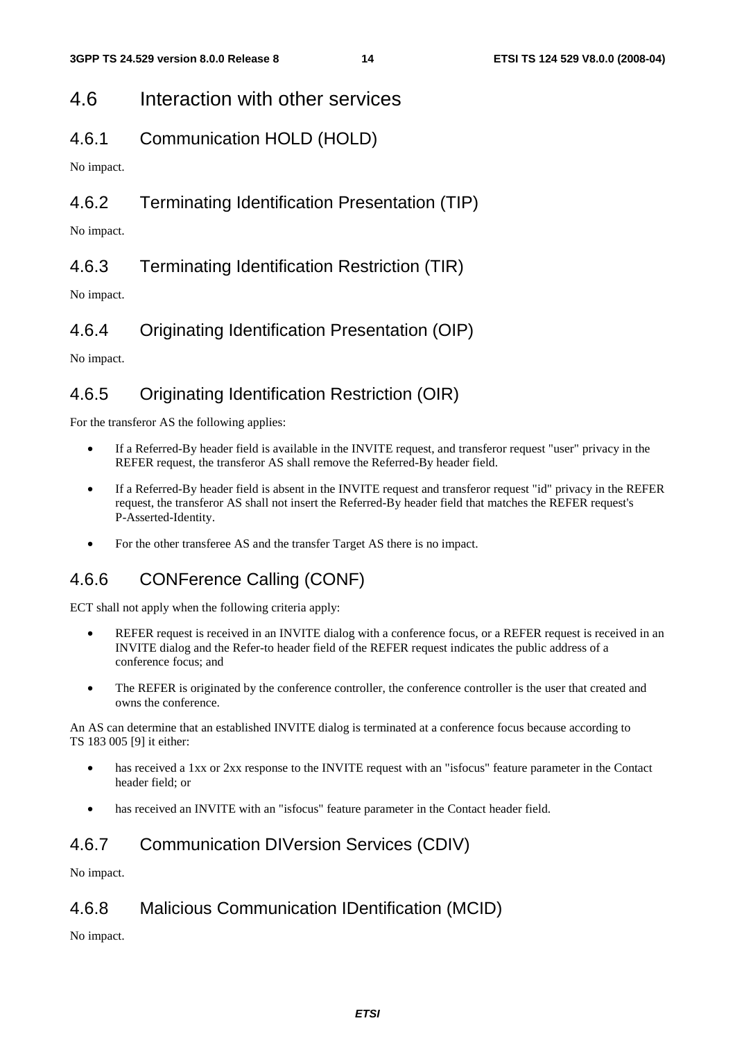# 4.6 Interaction with other services

## 4.6.1 Communication HOLD (HOLD)

No impact.

## 4.6.2 Terminating Identification Presentation (TIP)

No impact.

## 4.6.3 Terminating Identification Restriction (TIR)

No impact.

## 4.6.4 Originating Identification Presentation (OIP)

No impact.

## 4.6.5 Originating Identification Restriction (OIR)

For the transferor AS the following applies:

- If a Referred-By header field is available in the INVITE request, and transferor request "user" privacy in the REFER request, the transferor AS shall remove the Referred-By header field.
- If a Referred-By header field is absent in the INVITE request and transferor request "id" privacy in the REFER request, the transferor AS shall not insert the Referred-By header field that matches the REFER request's P-Asserted-Identity.
- For the other transferee AS and the transfer Target AS there is no impact.

## 4.6.6 CONFerence Calling (CONF)

ECT shall not apply when the following criteria apply:

- REFER request is received in an INVITE dialog with a conference focus, or a REFER request is received in an INVITE dialog and the Refer-to header field of the REFER request indicates the public address of a conference focus; and
- The REFER is originated by the conference controller, the conference controller is the user that created and owns the conference.

An AS can determine that an established INVITE dialog is terminated at a conference focus because according to TS 183 005 [9] it either:

- has received a 1xx or 2xx response to the INVITE request with an "isfocus" feature parameter in the Contact header field; or
- has received an INVITE with an "isfocus" feature parameter in the Contact header field.

## 4.6.7 Communication DIVersion Services (CDIV)

No impact.

## 4.6.8 Malicious Communication IDentification (MCID)

No impact.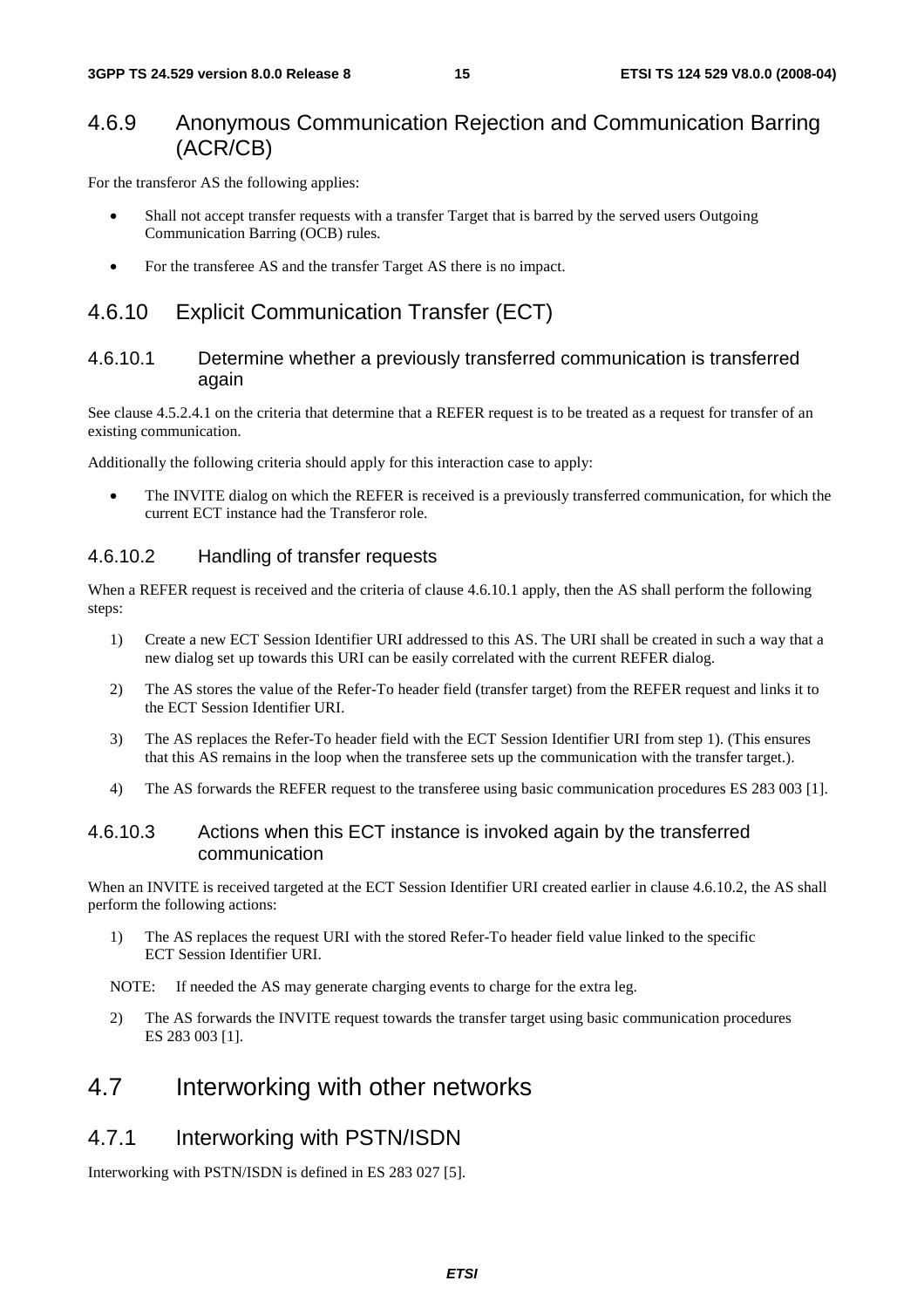## 4.6.9 Anonymous Communication Rejection and Communication Barring (ACR/CB)

For the transferor AS the following applies:

- Shall not accept transfer requests with a transfer Target that is barred by the served users Outgoing Communication Barring (OCB) rules.
- For the transferee AS and the transfer Target AS there is no impact.

## 4.6.10 Explicit Communication Transfer (ECT)

### 4.6.10.1 Determine whether a previously transferred communication is transferred again

See clause 4.5.2.4.1 on the criteria that determine that a REFER request is to be treated as a request for transfer of an existing communication.

Additionally the following criteria should apply for this interaction case to apply:

- The INVITE dialog on which the REFER is received is a previously transferred communication, for which the current ECT instance had the Transferor role.

### 4.6.10.2 Handling of transfer requests

When a REFER request is received and the criteria of clause 4.6.10.1 apply, then the AS shall perform the following steps:

1) Create a new ECT Session Identifier URI addressed to this AS. The URI shall be created in such a way that a new dialog set up towards this URI can be easily correlated with the current REFER dialog.
2) The AS stores the value of the Refer-To header field (transfer target) from the REFER request and links it to the ECT Session Identifier URI.
3) The AS replaces the Refer-To header field with the ECT Session Identifier URI from step 1). (This ensures that this AS remains in the loop when the transferee sets up the communication with the transfer target.).
4) The AS forwards the REFER request to the transferee using basic communication procedures ES 283 003 [1].

### 4.6.10.3 Actions when this ECT instance is invoked again by the transferred communication

When an INVITE is received targeted at the ECT Session Identifier URI created earlier in clause 4.6.10.2, the AS shall perform the following actions:

1) The AS replaces the request URI with the stored Refer-To header field value linked to the specific ECT Session Identifier URI.

NOTE: If needed the AS may generate charging events to charge for the extra leg.

2) The AS forwards the INVITE request towards the transfer target using basic communication procedures ES 283 003 [1].

# 4.7 Interworking with other networks

## 4.7.1 Interworking with PSTN/ISDN

Interworking with PSTN/ISDN is defined in ES 283 027 [5].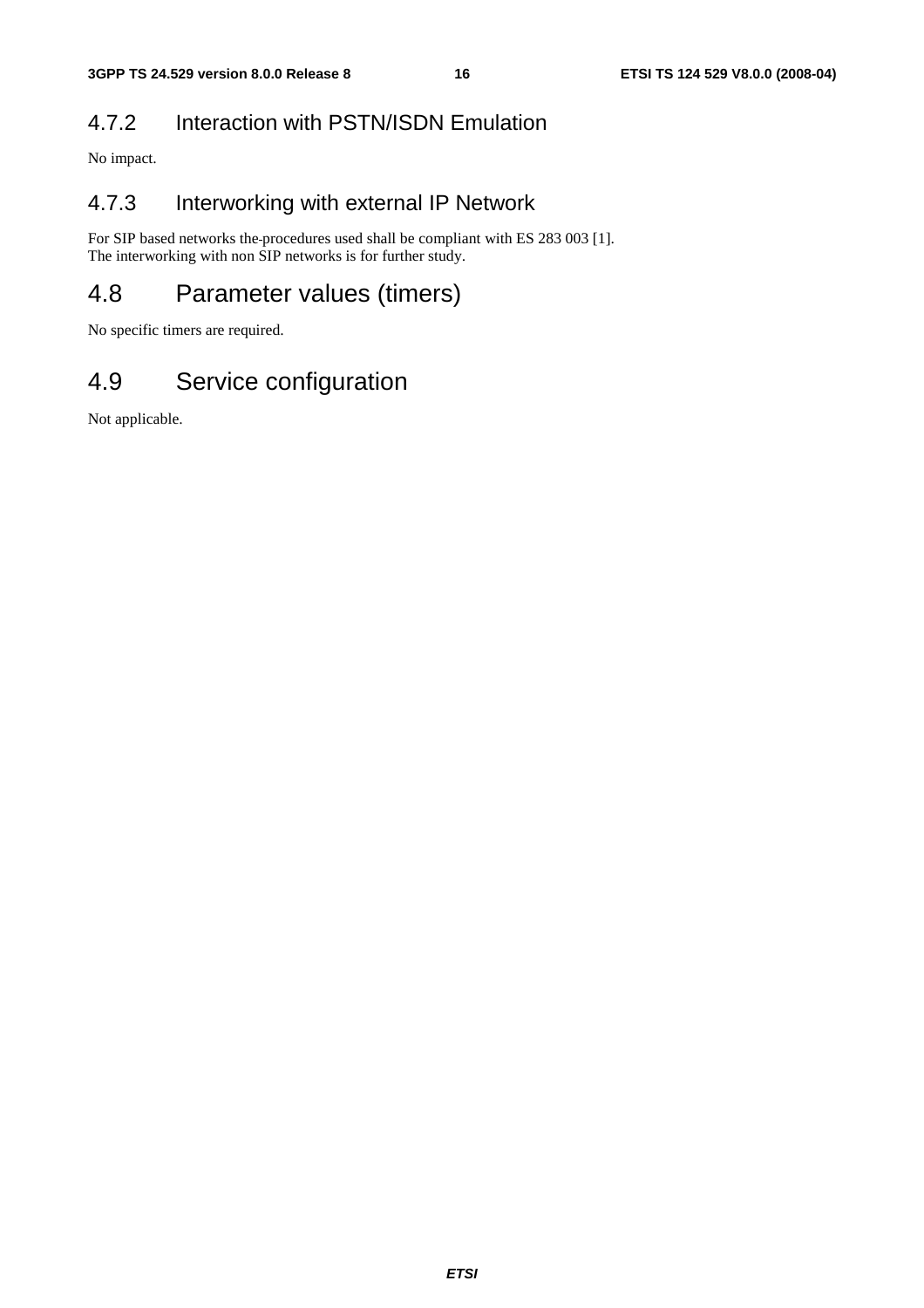### 4.7.2 Interaction with PSTN/ISDN Emulation

No impact.

### 4.7.3 Interworking with external IP Network

For SIP based networks the procedures used shall be compliant with ES 283 003 [1].
The interworking with non SIP networks is for further study.

## 4.8 Parameter values (timers)

No specific timers are required.

## 4.9 Service configuration

Not applicable.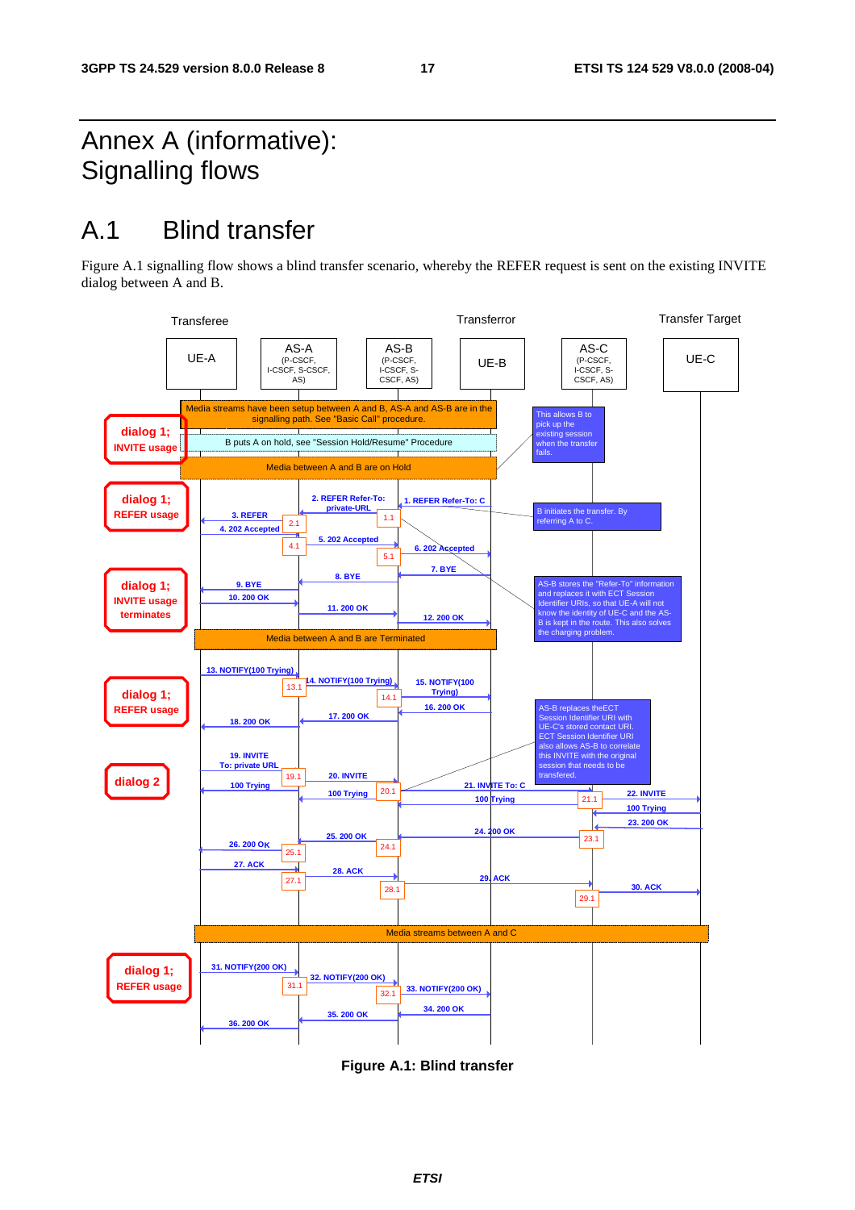# Annex A (informative): Signalling flows

## A.1 Blind transfer

Figure A.1 signalling flow shows a blind transfer scenario, whereby the REFER request is sent on the existing INVITE dialog between A and B.

**Figure A.1: Blind transfer**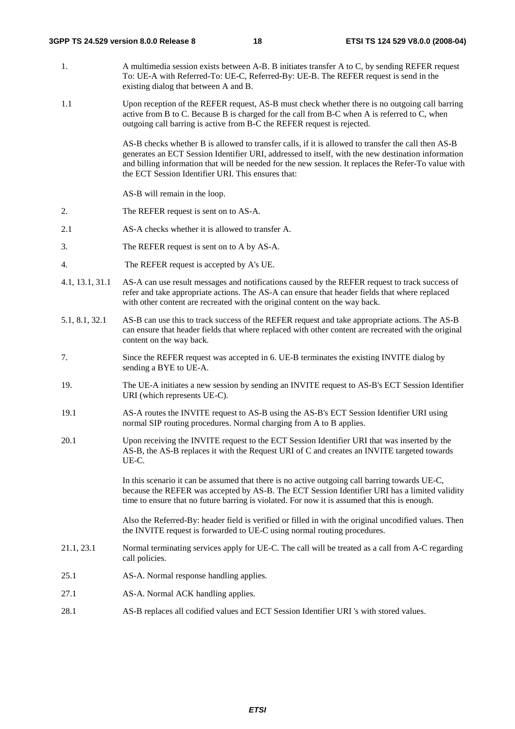| | |
|---|---|
| 1. | A multimedia session exists between A-B. B initiates transfer A to C, by sending REFER request To: UE-A with Referred-To: UE-C, Referred-By: UE-B. The REFER request is send in the existing dialog that between A and B. |
| 1.1 | Upon reception of the REFER request, AS-B must check whether there is no outgoing call barring active from B to C. Because B is charged for the call from B-C when A is referred to C, when outgoing call barring is active from B-C the REFER request is rejected.<br><br>AS-B checks whether B is allowed to transfer calls, if it is allowed to transfer the call then AS-B generates an ECT Session Identifier URI, addressed to itself, with the new destination information and billing information that will be needed for the new session. It replaces the Refer-To value with the ECT Session Identifier URI. This ensures that:<br><br>AS-B will remain in the loop. |
| 2. | The REFER request is sent on to AS-A. |
| 2.1 | AS-A checks whether it is allowed to transfer A. |
| 3. | The REFER request is sent on to A by AS-A. |
| 4. | The REFER request is accepted by A's UE. |
| 4.1, 13.1, 31.1 | AS-A can use result messages and notifications caused by the REFER request to track success of refer and take appropriate actions. The AS-A can ensure that header fields that where replaced with other content are recreated with the original content on the way back. |
| 5.1, 8.1, 32.1 | AS-B can use this to track success of the REFER request and take appropriate actions. The AS-B can ensure that header fields that where replaced with other content are recreated with the original content on the way back. |
| 7. | Since the REFER request was accepted in 6. UE-B terminates the existing INVITE dialog by sending a BYE to UE-A. |
| 19. | The UE-A initiates a new session by sending an INVITE request to AS-B's ECT Session Identifier URI (which represents UE-C). |
| 19.1 | AS-A routes the INVITE request to AS-B using the AS-B's ECT Session Identifier URI using normal SIP routing procedures. Normal charging from A to B applies. |
| 20.1 | Upon receiving the INVITE request to the ECT Session Identifier URI that was inserted by the AS-B, the AS-B replaces it with the Request URI of C and creates an INVITE targeted towards UE-C.<br><br>In this scenario it can be assumed that there is no active outgoing call barring towards UE-C, because the REFER was accepted by AS-B. The ECT Session Identifier URI has a limited validity time to ensure that no future barring is violated. For now it is assumed that this is enough.<br><br>Also the Referred-By: header field is verified or filled in with the original uncodified values. Then the INVITE request is forwarded to UE-C using normal routing procedures. |
| 21.1, 23.1 | Normal terminating services apply for UE-C. The call will be treated as a call from A-C regarding call policies. |
| 25.1 | AS-A. Normal response handling applies. |
| 27.1 | AS-A. Normal ACK handling applies. |
| 28.1 | AS-B replaces all codified values and ECT Session Identifier URI 's with stored values. |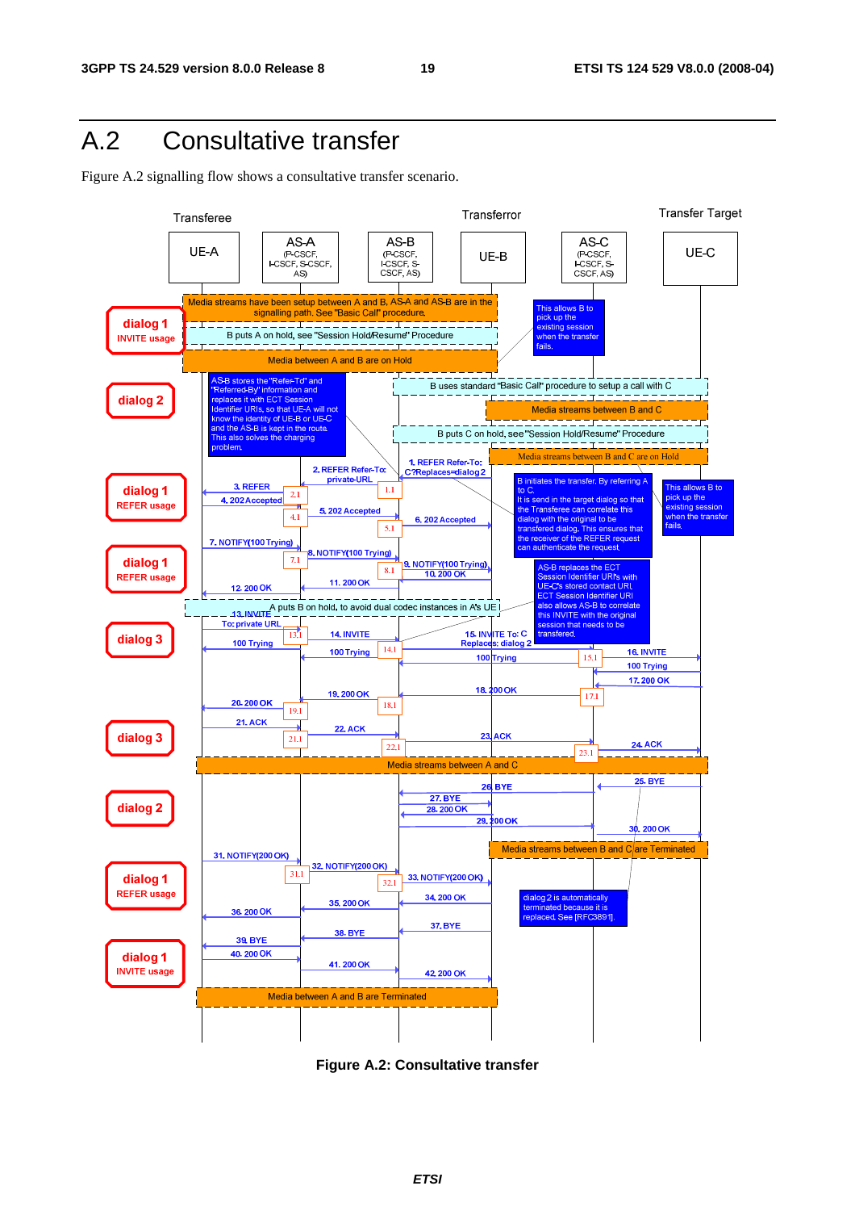# A.2 Consultative transfer

Figure A.2 signalling flow shows a consultative transfer scenario.

Transferee | Transferror | Transfer Target

UE-A | AS-A (P-CSCF, I-CSCF, S-CSCF, AS) | AS-B (P-CSCF, I-CSCF, S-CSCF, AS) | UE-B | AS-C (P-CSCF, I-CSCF, S-CSCF, AS) | UE-C

dialog 1 INVITE usage: Media streams have been setup between A and B, AS-A and AS-B are in the signalling path. See "Basic Call" procedure.

B puts A on hold, see "Session Hold/Resume" Procedure

Media between A and B are on Hold

This allows B to pick up the existing session when the transfer fails.

dialog 2: B uses standard "Basic Call" procedure to setup a call with C

Media streams between B and C

B puts C on hold, see "Session Hold/Resume" Procedure

Media streams between B and C are on Hold

AS-B stores the "Refer-To" and "Referred-By" information and replaces it with ECT Session Identifier URIs, so that UE-A will not know the identity of UE-B or UE-C and the AS-B is kept in the route. This also solves the charging problem.

dialog 1 REFER usage:
1. REFER Refer-To: C?Replaces=dialog 2
2. REFER Refer-To: private-URL
3. REFER
4. 202 Accepted
5. 202 Accepted
6. 202 Accepted

B initiates the transfer. By referring A to C. It is send in the target dialog so that the Transferee can correlate this dialog with the original to be transfered dialog. This ensures that the receiver of the REFER request can authenticate the request.

This allows B to pick up the existing session when the transfer fails.

dialog 1 REFER usage:
7. NOTIFY(100 Trying)
8. NOTIFY(100 Trying)
9. NOTIFY(100 Trying)
10. 200 OK
11. 200 OK
12. 200 OK

AS-B replaces the ECT Session Identifier URI's with UE-C's stored contact URI. ECT Session Identifier URI also allows AS-B to correlate this INVITE with the original session that needs to be transfered.

A puts B on hold, to avoid dual codec instances in A's UE

dialog 3:
13. INVITE To: private URL
14. INVITE
15. INVITE To: C Replaces: dialog 2
16. INVITE
100 Trying
100 Trying
100 Trying
100 Trying
17. 200 OK
18. 200 OK
19. 200 OK
20. 200 OK

dialog 3:
21. ACK
22. ACK
23. ACK
24. ACK

Media streams between A and C

dialog 2:
25. BYE
26. BYE
27. BYE
28. 200 OK
29. 200 OK
30. 200 OK

Media streams between B and C are Terminated

dialog 1 REFER usage:
31. NOTIFY(200 OK)
32. NOTIFY(200 OK)
33. NOTIFY(200 OK)
34. 200 OK
35. 200 OK
36. 200 OK

dialog 2 is automatically terminated because it is replaced. See [RFC3891].

dialog 1 INVITE usage:
37. BYE
38. BYE
39. BYE
40. 200 OK
41. 200 OK
42. 200 OK

Media between A and B are Terminated

**Figure A.2: Consultative transfer**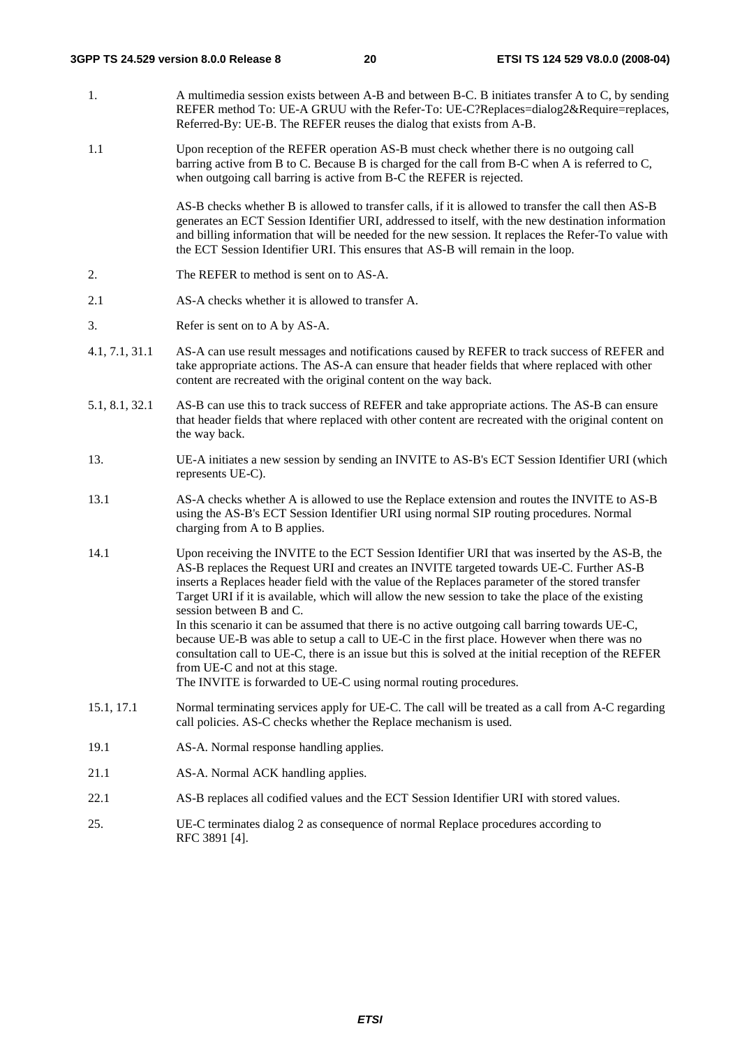1. A multimedia session exists between A-B and between B-C. B initiates transfer A to C, by sending REFER method To: UE-A GRUU with the Refer-To: UE-C?Replaces=dialog2&Require=replaces, Referred-By: UE-B. The REFER reuses the dialog that exists from A-B.

1.1 Upon reception of the REFER operation AS-B must check whether there is no outgoing call barring active from B to C. Because B is charged for the call from B-C when A is referred to C, when outgoing call barring is active from B-C the REFER is rejected.

AS-B checks whether B is allowed to transfer calls, if it is allowed to transfer the call then AS-B generates an ECT Session Identifier URI, addressed to itself, with the new destination information and billing information that will be needed for the new session. It replaces the Refer-To value with the ECT Session Identifier URI. This ensures that AS-B will remain in the loop.

2. The REFER to method is sent on to AS-A.

2.1 AS-A checks whether it is allowed to transfer A.

3. Refer is sent on to A by AS-A.

4.1, 7.1, 31.1 AS-A can use result messages and notifications caused by REFER to track success of REFER and take appropriate actions. The AS-A can ensure that header fields that where replaced with other content are recreated with the original content on the way back.

5.1, 8.1, 32.1 AS-B can use this to track success of REFER and take appropriate actions. The AS-B can ensure that header fields that where replaced with other content are recreated with the original content on the way back.

13. UE-A initiates a new session by sending an INVITE to AS-B's ECT Session Identifier URI (which represents UE-C).

13.1 AS-A checks whether A is allowed to use the Replace extension and routes the INVITE to AS-B using the AS-B's ECT Session Identifier URI using normal SIP routing procedures. Normal charging from A to B applies.

14.1 Upon receiving the INVITE to the ECT Session Identifier URI that was inserted by the AS-B, the AS-B replaces the Request URI and creates an INVITE targeted towards UE-C. Further AS-B inserts a Replaces header field with the value of the Replaces parameter of the stored transfer Target URI if it is available, which will allow the new session to take the place of the existing session between B and C.
In this scenario it can be assumed that there is no active outgoing call barring towards UE-C, because UE-B was able to setup a call to UE-C in the first place. However when there was no consultation call to UE-C, there is an issue but this is solved at the initial reception of the REFER from UE-C and not at this stage.
The INVITE is forwarded to UE-C using normal routing procedures.

15.1, 17.1 Normal terminating services apply for UE-C. The call will be treated as a call from A-C regarding call policies. AS-C checks whether the Replace mechanism is used.

19.1 AS-A. Normal response handling applies.

21.1 AS-A. Normal ACK handling applies.

22.1 AS-B replaces all codified values and the ECT Session Identifier URI with stored values.

25. UE-C terminates dialog 2 as consequence of normal Replace procedures according to RFC 3891 [4].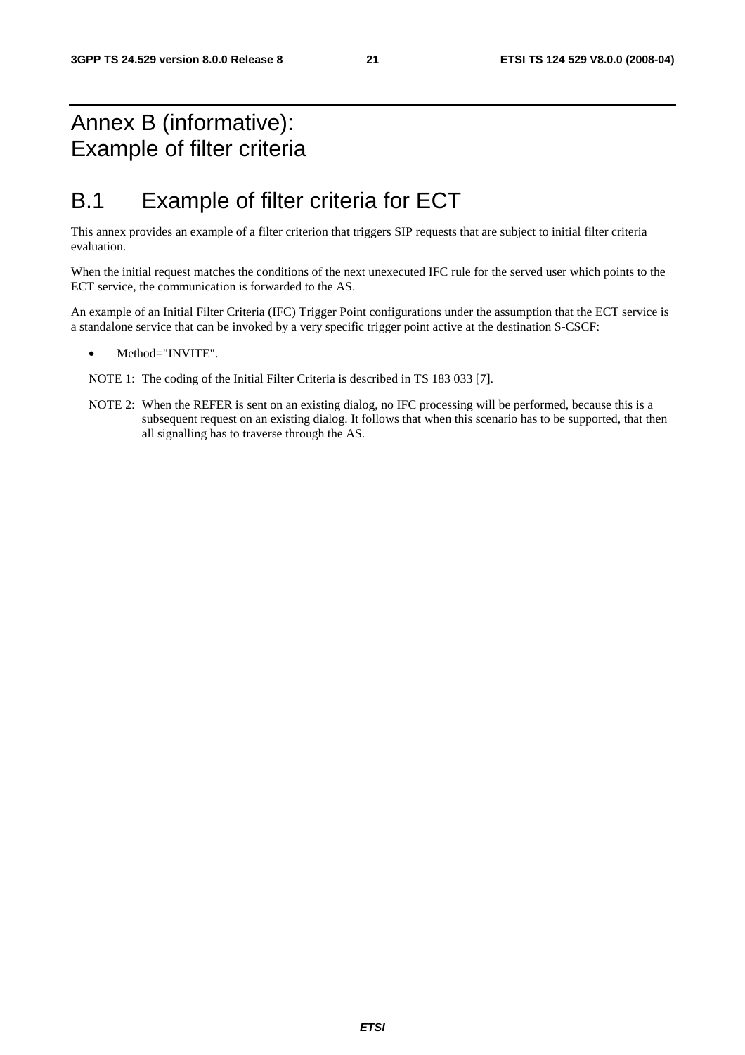# Annex B (informative): Example of filter criteria

## B.1 Example of filter criteria for ECT

This annex provides an example of a filter criterion that triggers SIP requests that are subject to initial filter criteria evaluation.

When the initial request matches the conditions of the next unexecuted IFC rule for the served user which points to the ECT service, the communication is forwarded to the AS.

An example of an Initial Filter Criteria (IFC) Trigger Point configurations under the assumption that the ECT service is a standalone service that can be invoked by a very specific trigger point active at the destination S-CSCF:

- Method="INVITE".

NOTE 1: The coding of the Initial Filter Criteria is described in TS 183 033 [7].

NOTE 2: When the REFER is sent on an existing dialog, no IFC processing will be performed, because this is a subsequent request on an existing dialog. It follows that when this scenario has to be supported, that then all signalling has to traverse through the AS.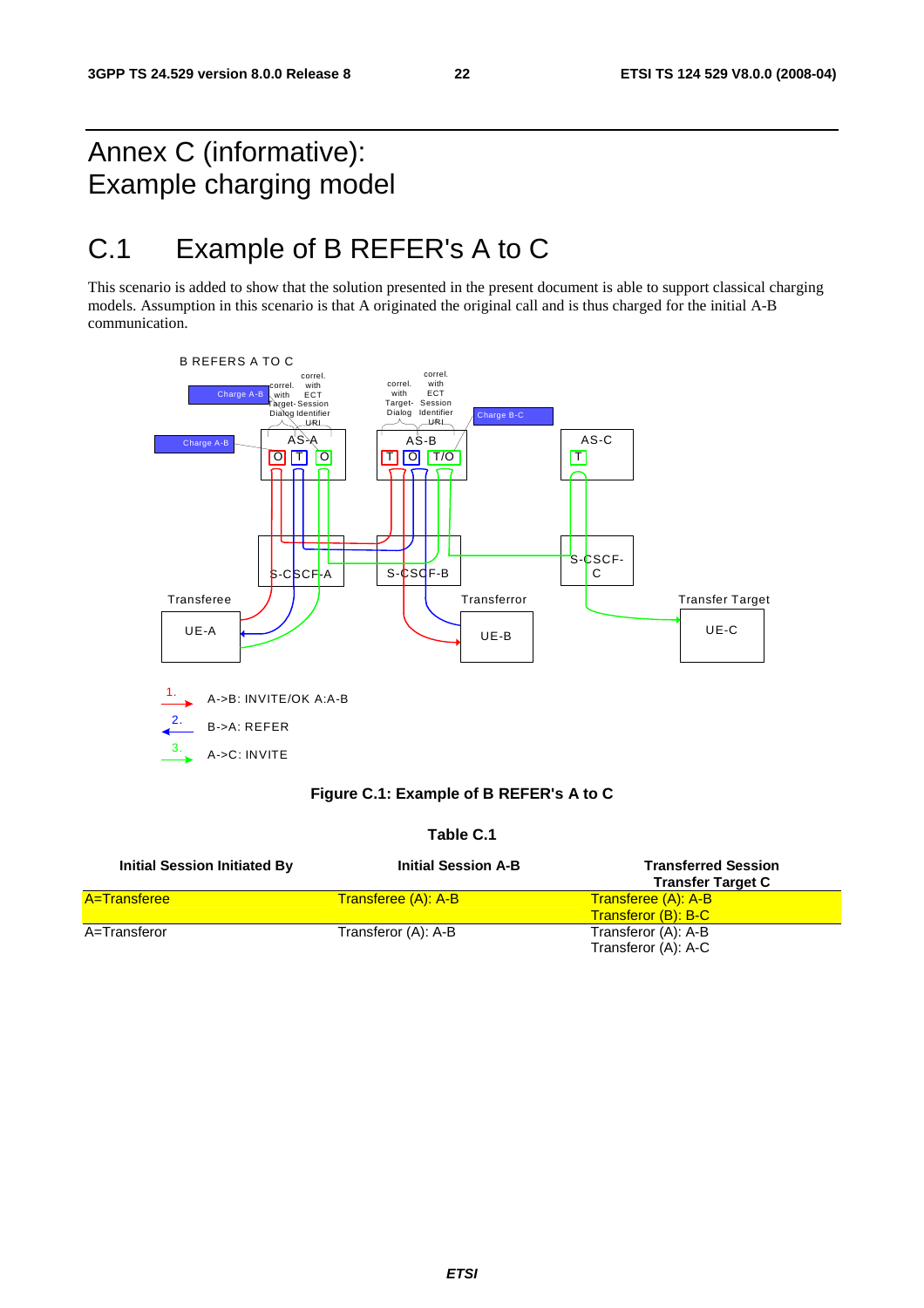# Annex C (informative): Example charging model

## C.1 Example of B REFER's A to C

This scenario is added to show that the solution presented in the present document is able to support classical charging models. Assumption in this scenario is that A originated the original call and is thus charged for the initial A-B communication.

**Figure C.1: Example of B REFER's A to C**

**Table C.1**

| Initial Session Initiated By | Initial Session A-B | Transferred Session Transfer Target C |
|---|---|---|
| A=Transferee | Transferee (A): A-B | Transferee (A): A-B<br>Transferor (B): B-C |
| A=Transferor | Transferor (A): A-B | Transferor (A): A-B<br>Transferor (A): A-C |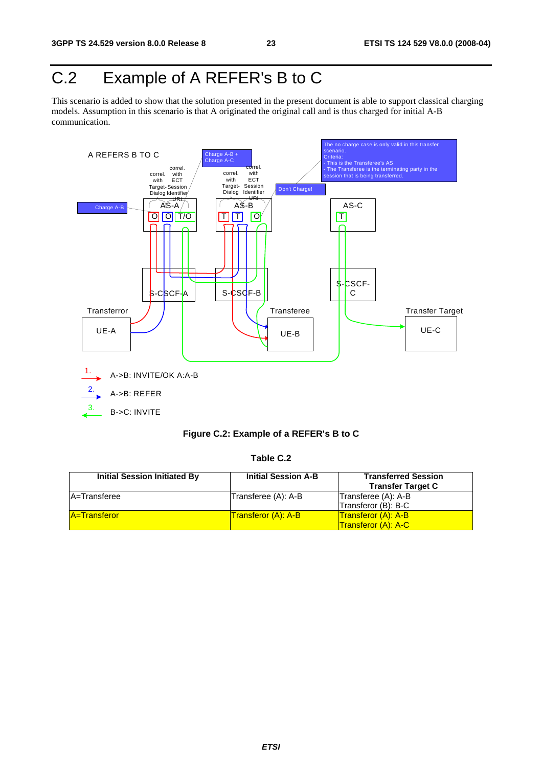# C.2 Example of A REFER's B to C

This scenario is added to show that the solution presented in the present document is able to support classical charging models. Assumption in this scenario is that A originated the original call and is thus charged for initial A-B communication.

**Figure C.2: Example of a REFER's B to C**

**Table C.2**

| Initial Session Initiated By | Initial Session A-B | Transferred Session Transfer Target C |
|---|---|---|
| A=Transferee | Transferee (A): A-B | Transferee (A): A-B<br>Transferor (B): B-C |
| A=Transferor | Transferor (A): A-B | Transferor (A): A-B<br>Transferor (A): A-C |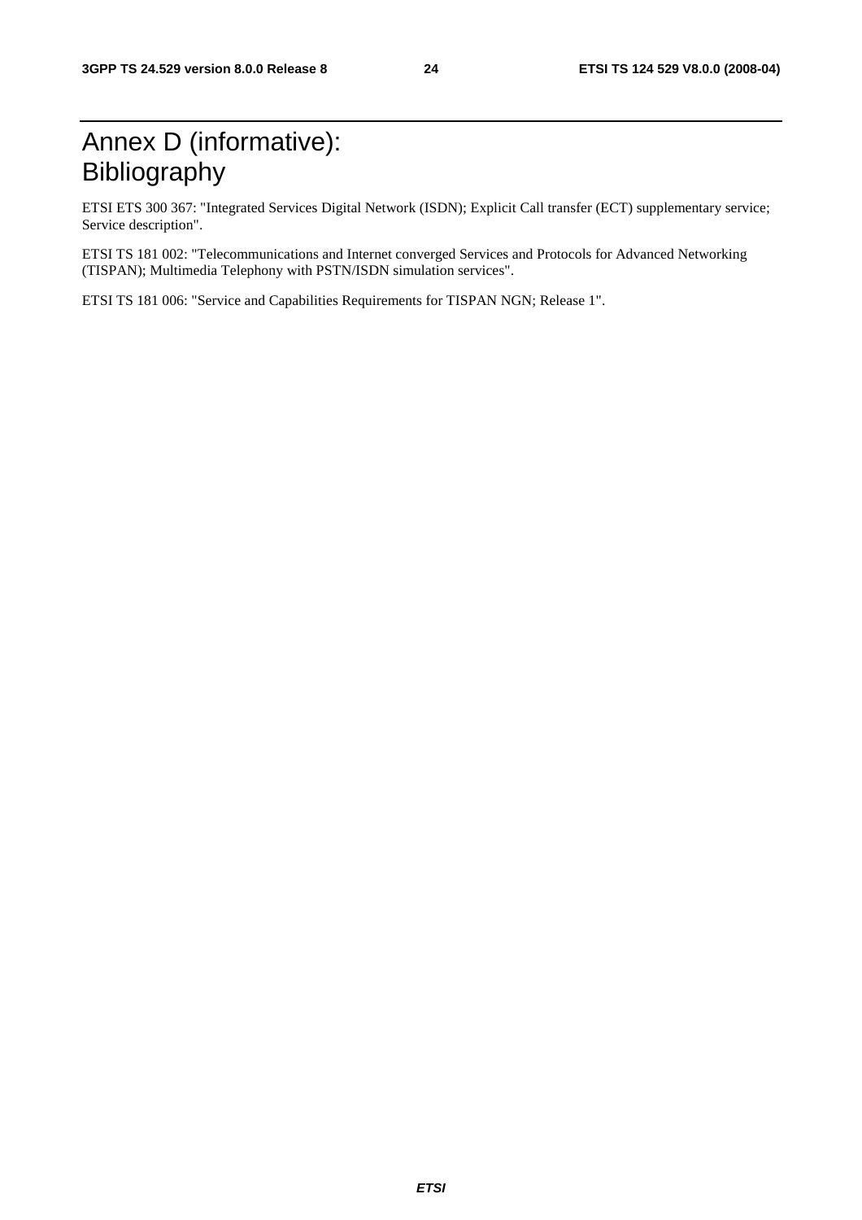# Annex D (informative): Bibliography

ETSI ETS 300 367: "Integrated Services Digital Network (ISDN); Explicit Call transfer (ECT) supplementary service; Service description".

ETSI TS 181 002: "Telecommunications and Internet converged Services and Protocols for Advanced Networking (TISPAN); Multimedia Telephony with PSTN/ISDN simulation services".

ETSI TS 181 006: "Service and Capabilities Requirements for TISPAN NGN; Release 1".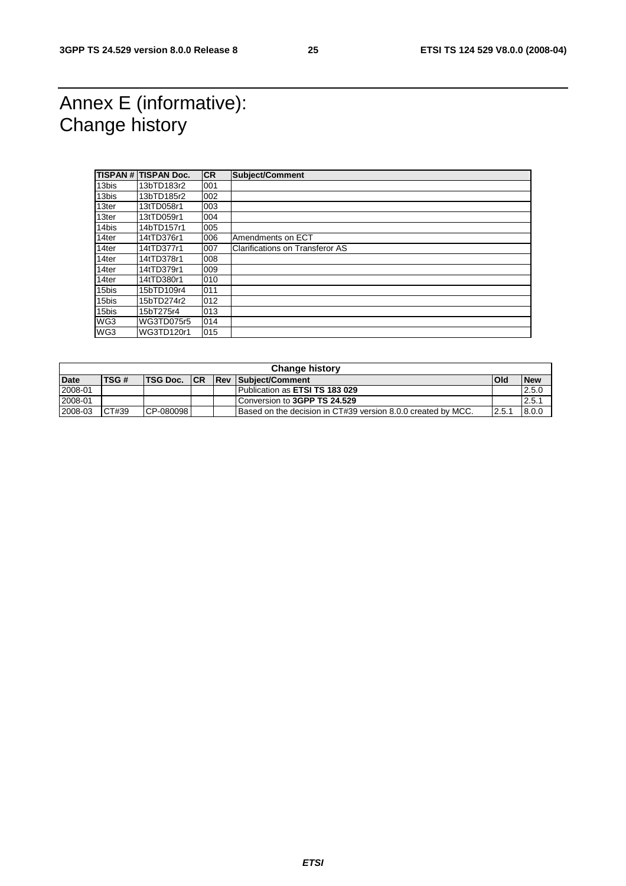# Annex E (informative): Change history

| TISPAN # | TISPAN Doc. | CR | Subject/Comment |
|---|---|---|---|
| 13bis | 13bTD183r2 | 001 | |
| 13bis | 13bTD185r2 | 002 | |
| 13ter | 13tTD058r1 | 003 | |
| 13ter | 13tTD059r1 | 004 | |
| 14bis | 14bTD157r1 | 005 | |
| 14ter | 14tTD376r1 | 006 | Amendments on ECT |
| 14ter | 14tTD377r1 | 007 | Clarifications on Transferor AS |
| 14ter | 14tTD378r1 | 008 | |
| 14ter | 14tTD379r1 | 009 | |
| 14ter | 14tTD380r1 | 010 | |
| 15bis | 15bTD109r4 | 011 | |
| 15bis | 15bTD274r2 | 012 | |
| 15bis | 15bT275r4 | 013 | |
| WG3 | WG3TD075r5 | 014 | |
| WG3 | WG3TD120r1 | 015 | |

| Change history | | | | | | | |
|---|---|---|---|---|---|---|---|
| **Date** | **TSG #** | **TSG Doc.** | **CR** | **Rev** | **Subject/Comment** | **Old** | **New** |
| 2008-01 | | | | | Publication as **ETSI TS 183 029** | | 2.5.0 |
| 2008-01 | | | | | Conversion to **3GPP TS 24.529** | | 2.5.1 |
| 2008-03 | CT#39 | CP-080098 | | | Based on the decision in CT#39 version 8.0.0 created by MCC. | 2.5.1 | 8.0.0 |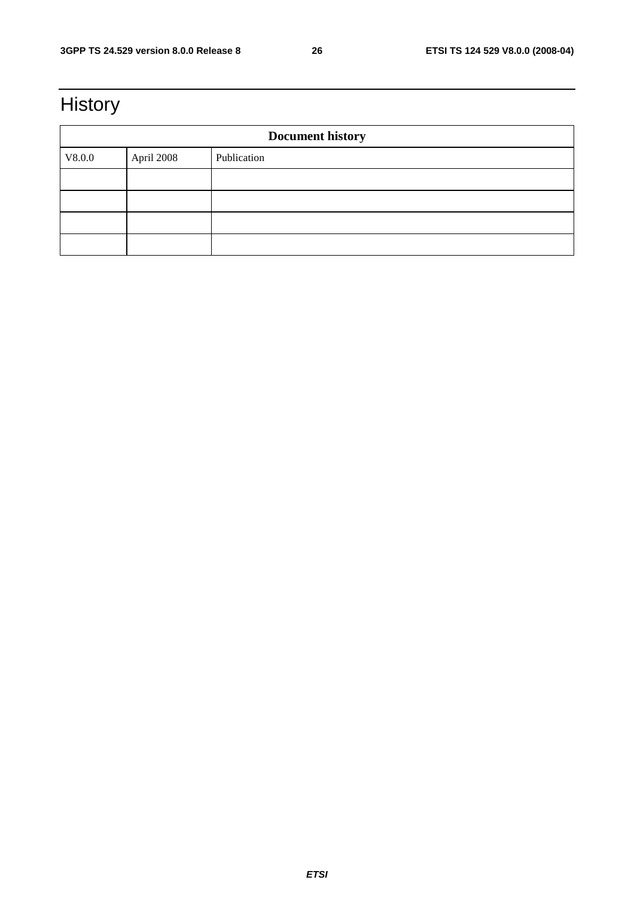# History

| Document history | | |
|---|---|---|
| V8.0.0 | April 2008 | Publication |
| | | |
| | | |
| | | |
| | | |